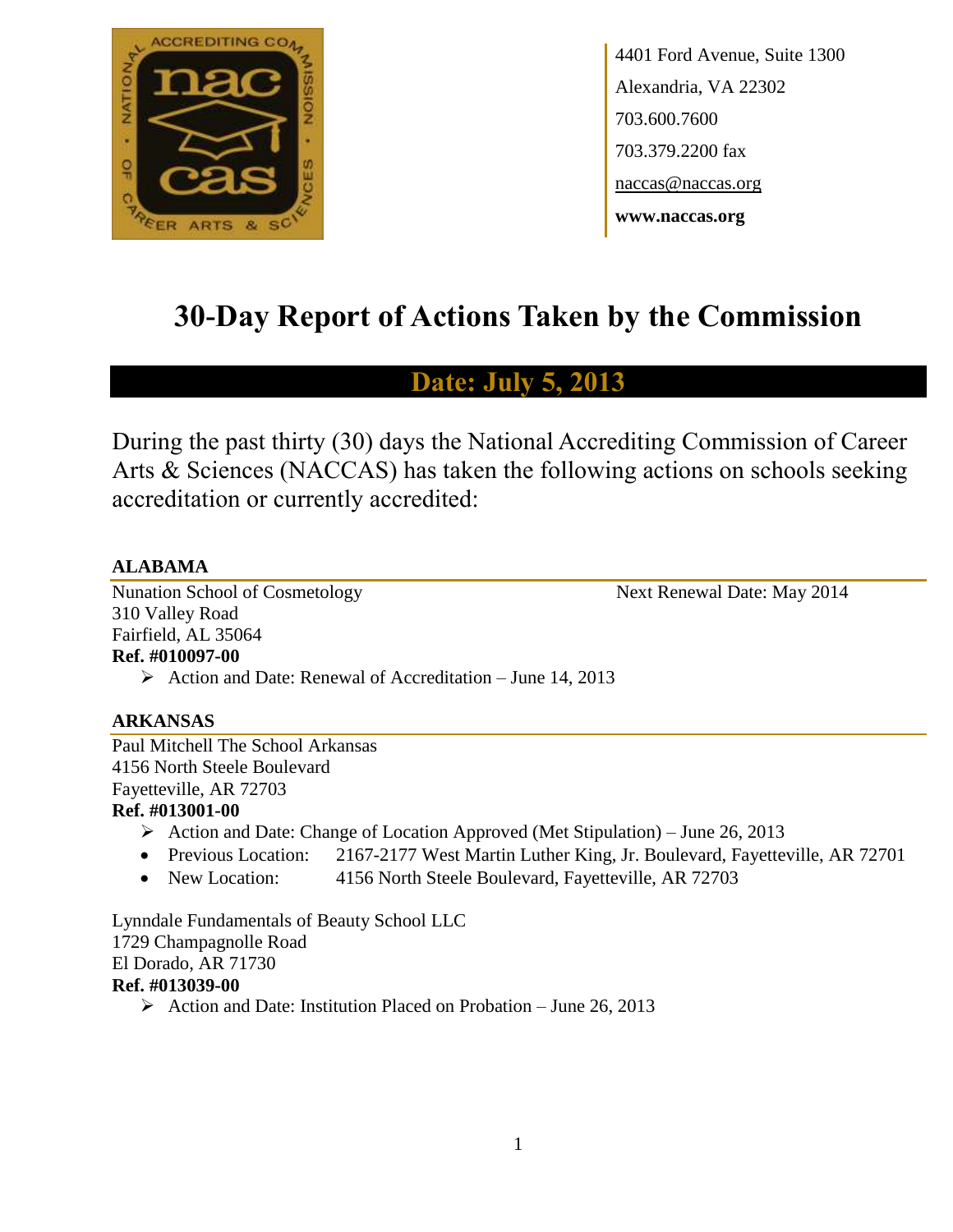4401 Ford Avenue, Suite 1300
Alexandria, VA 22302
703.600.7600
703.379.2200 fax
naccas@naccas.org
**www.naccas.org**

# 30-Day Report of Actions Taken by the Commission

## Date: July 5, 2013

During the past thirty (30) days the National Accrediting Commission of Career Arts & Sciences (NACCAS) has taken the following actions on schools seeking accreditation or currently accredited:

### ALABAMA

Nunation School of Cosmetology
310 Valley Road
Fairfield, AL 35064
**Ref. #010097-00**

Next Renewal Date: May 2014

- Action and Date: Renewal of Accreditation – June 14, 2013

### ARKANSAS

Paul Mitchell The School Arkansas
4156 North Steele Boulevard
Fayetteville, AR 72703
**Ref. #013001-00**

- Action and Date: Change of Location Approved (Met Stipulation) – June 26, 2013
- Previous Location: 2167-2177 West Martin Luther King, Jr. Boulevard, Fayetteville, AR 72701
- New Location: 4156 North Steele Boulevard, Fayetteville, AR 72703

Lynndale Fundamentals of Beauty School LLC
1729 Champagnolle Road
El Dorado, AR 71730
**Ref. #013039-00**

- Action and Date: Institution Placed on Probation – June 26, 2013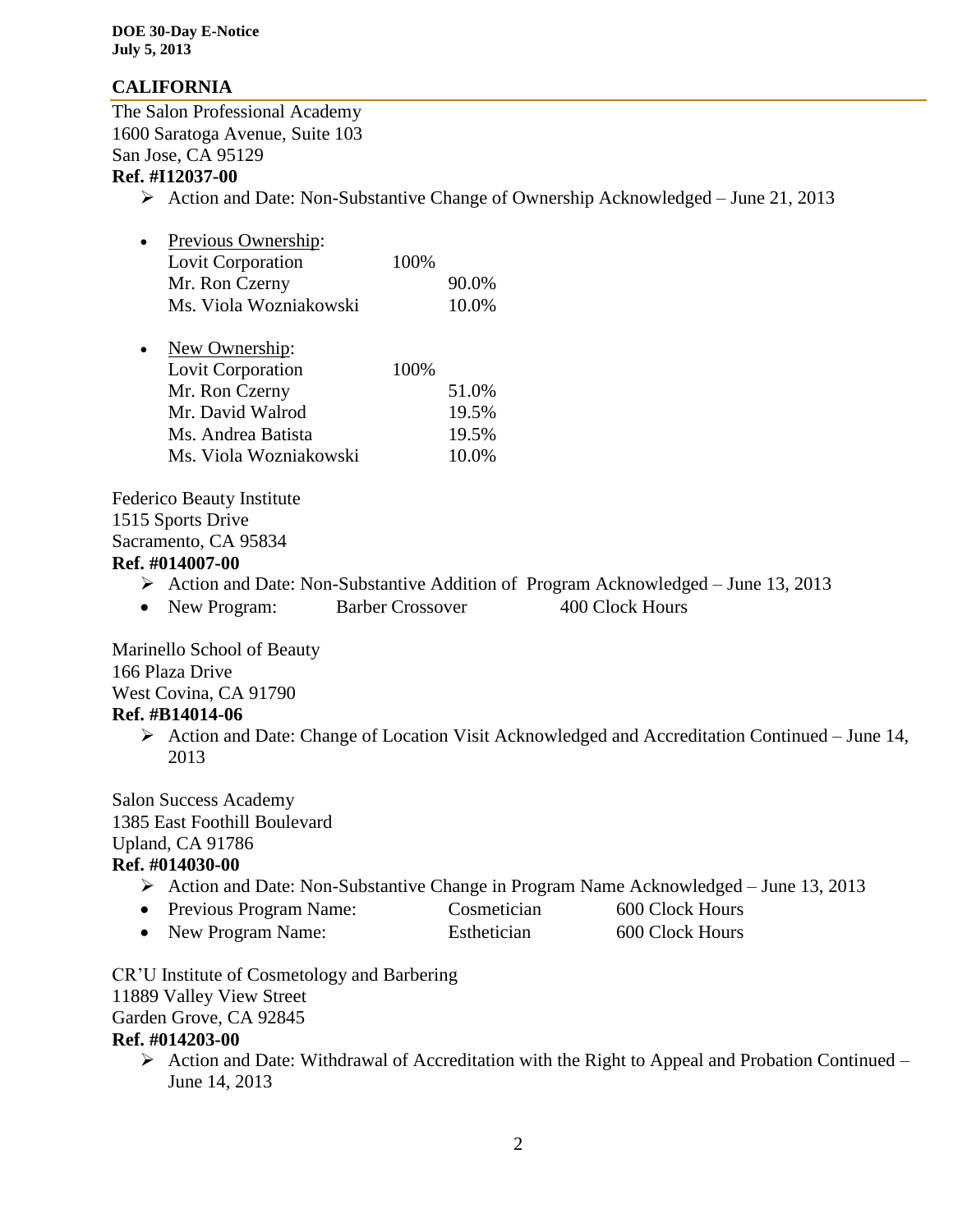## CALIFORNIA

The Salon Professional Academy
1600 Saratoga Avenue, Suite 103
San Jose, CA 95129
**Ref. #I12037-00**

- Action and Date: Non-Substantive Change of Ownership Acknowledged – June 21, 2013

- Previous Ownership:

| | | |
|---|---|---|
| Lovit Corporation | 100% | |
| Mr. Ron Czerny | | 90.0% |
| Ms. Viola Wozniakowski | | 10.0% |

- New Ownership:

| | | |
|---|---|---|
| Lovit Corporation | 100% | |
| Mr. Ron Czerny | | 51.0% |
| Mr. David Walrod | | 19.5% |
| Ms. Andrea Batista | | 19.5% |
| Ms. Viola Wozniakowski | | 10.0% |

Federico Beauty Institute
1515 Sports Drive
Sacramento, CA 95834
**Ref. #014007-00**

- Action and Date: Non-Substantive Addition of Program Acknowledged – June 13, 2013
- New Program: Barber Crossover 400 Clock Hours

Marinello School of Beauty
166 Plaza Drive
West Covina, CA 91790
**Ref. #B14014-06**

- Action and Date: Change of Location Visit Acknowledged and Accreditation Continued – June 14, 2013

Salon Success Academy
1385 East Foothill Boulevard
Upland, CA 91786
**Ref. #014030-00**

- Action and Date: Non-Substantive Change in Program Name Acknowledged – June 13, 2013
- Previous Program Name: Cosmetician 600 Clock Hours
- New Program Name: Esthetician 600 Clock Hours

CR'U Institute of Cosmetology and Barbering
11889 Valley View Street
Garden Grove, CA 92845
**Ref. #014203-00**

- Action and Date: Withdrawal of Accreditation with the Right to Appeal and Probation Continued – June 14, 2013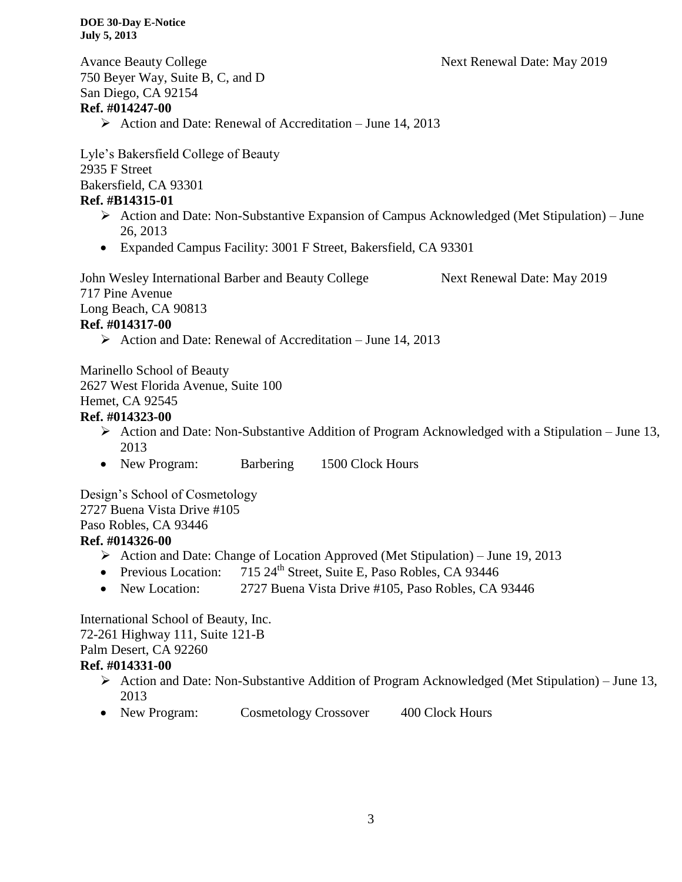Avance Beauty College — Next Renewal Date: May 2019
750 Beyer Way, Suite B, C, and D
San Diego, CA 92154
**Ref. #014247-00**

- Action and Date: Renewal of Accreditation – June 14, 2013

Lyle's Bakersfield College of Beauty
2935 F Street
Bakersfield, CA 93301
**Ref. #B14315-01**

- Action and Date: Non-Substantive Expansion of Campus Acknowledged (Met Stipulation) – June 26, 2013
- Expanded Campus Facility: 3001 F Street, Bakersfield, CA 93301

John Wesley International Barber and Beauty College — Next Renewal Date: May 2019
717 Pine Avenue
Long Beach, CA 90813
**Ref. #014317-00**

- Action and Date: Renewal of Accreditation – June 14, 2013

Marinello School of Beauty
2627 West Florida Avenue, Suite 100
Hemet, CA 92545
**Ref. #014323-00**

- Action and Date: Non-Substantive Addition of Program Acknowledged with a Stipulation – June 13, 2013
- New Program: Barbering 1500 Clock Hours

Design's School of Cosmetology
2727 Buena Vista Drive #105
Paso Robles, CA 93446
**Ref. #014326-00**

- Action and Date: Change of Location Approved (Met Stipulation) – June 19, 2013
- Previous Location: 715 24th Street, Suite E, Paso Robles, CA 93446
- New Location: 2727 Buena Vista Drive #105, Paso Robles, CA 93446

International School of Beauty, Inc.
72-261 Highway 111, Suite 121-B
Palm Desert, CA 92260
**Ref. #014331-00**

- Action and Date: Non-Substantive Addition of Program Acknowledged (Met Stipulation) – June 13, 2013
- New Program: Cosmetology Crossover 400 Clock Hours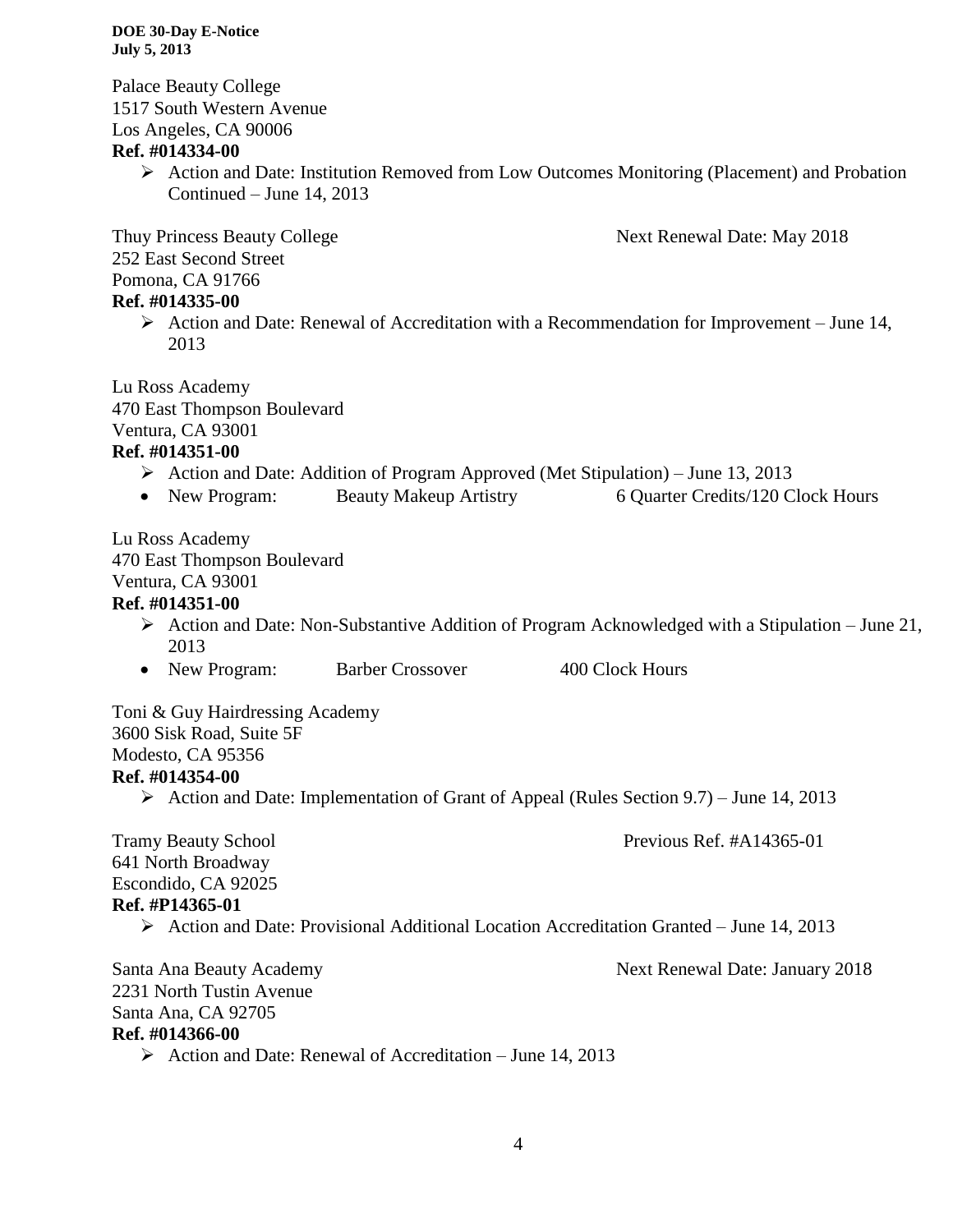Palace Beauty College
1517 South Western Avenue
Los Angeles, CA 90006
**Ref. #014334-00**

- Action and Date: Institution Removed from Low Outcomes Monitoring (Placement) and Probation Continued – June 14, 2013

Thuy Princess Beauty College — Next Renewal Date: May 2018
252 East Second Street
Pomona, CA 91766
**Ref. #014335-00**

- Action and Date: Renewal of Accreditation with a Recommendation for Improvement – June 14, 2013

Lu Ross Academy
470 East Thompson Boulevard
Ventura, CA 93001
**Ref. #014351-00**

- Action and Date: Addition of Program Approved (Met Stipulation) – June 13, 2013
  - New Program: Beauty Makeup Artistry 6 Quarter Credits/120 Clock Hours

Lu Ross Academy
470 East Thompson Boulevard
Ventura, CA 93001
**Ref. #014351-00**

- Action and Date: Non-Substantive Addition of Program Acknowledged with a Stipulation – June 21, 2013
  - New Program: Barber Crossover 400 Clock Hours

Toni & Guy Hairdressing Academy
3600 Sisk Road, Suite 5F
Modesto, CA 95356
**Ref. #014354-00**

- Action and Date: Implementation of Grant of Appeal (Rules Section 9.7) – June 14, 2013

Tramy Beauty School — Previous Ref. #A14365-01
641 North Broadway
Escondido, CA 92025
**Ref. #P14365-01**

- Action and Date: Provisional Additional Location Accreditation Granted – June 14, 2013

Santa Ana Beauty Academy — Next Renewal Date: January 2018
2231 North Tustin Avenue
Santa Ana, CA 92705
**Ref. #014366-00**

- Action and Date: Renewal of Accreditation – June 14, 2013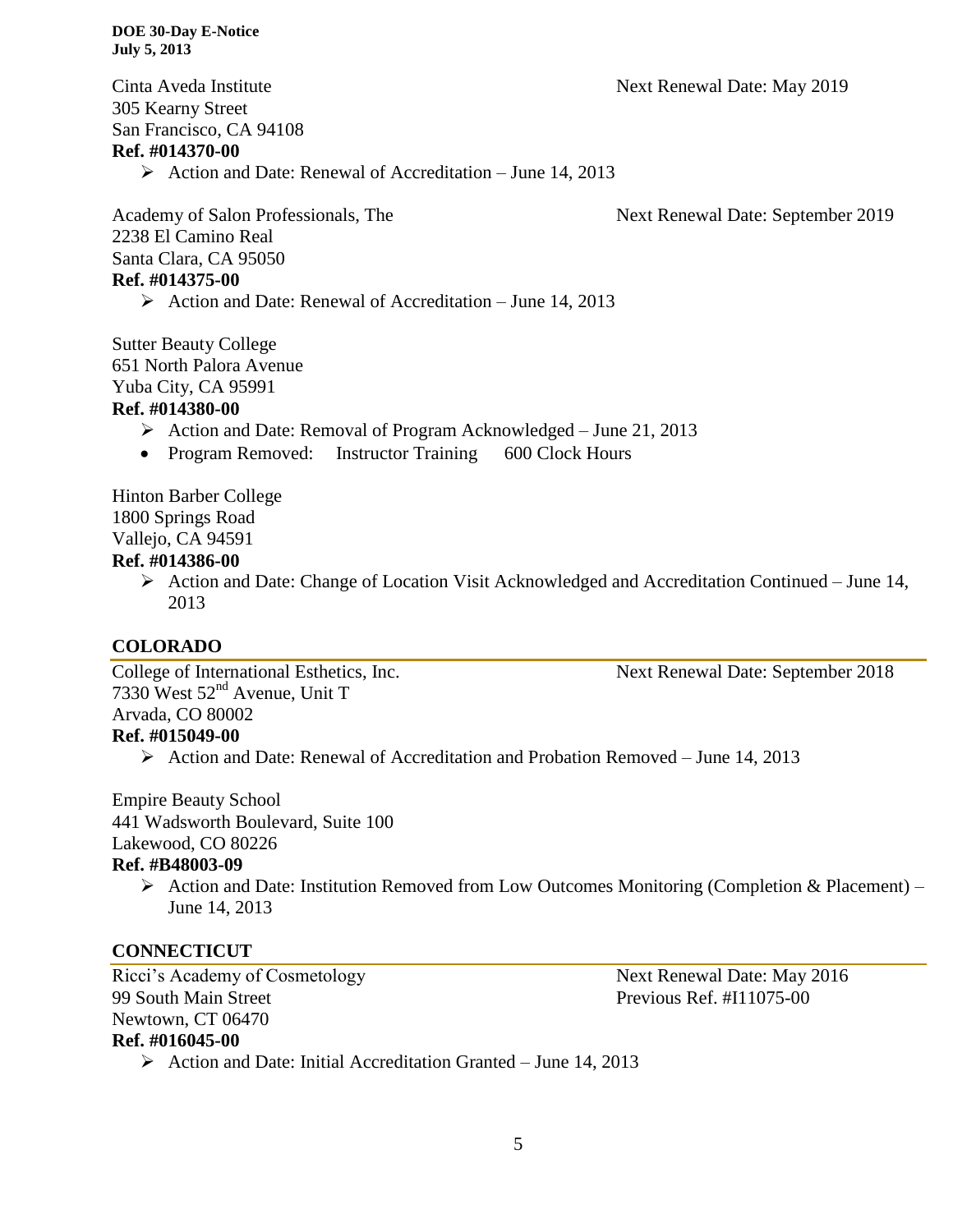Cinta Aveda Institute — Next Renewal Date: May 2019
305 Kearny Street
San Francisco, CA 94108
**Ref. #014370-00**

- Action and Date: Renewal of Accreditation – June 14, 2013

Academy of Salon Professionals, The — Next Renewal Date: September 2019
2238 El Camino Real
Santa Clara, CA 95050
**Ref. #014375-00**

- Action and Date: Renewal of Accreditation – June 14, 2013

Sutter Beauty College
651 North Palora Avenue
Yuba City, CA 95991
**Ref. #014380-00**

- Action and Date: Removal of Program Acknowledged – June 21, 2013
- Program Removed: Instructor Training 600 Clock Hours

Hinton Barber College
1800 Springs Road
Vallejo, CA 94591
**Ref. #014386-00**

- Action and Date: Change of Location Visit Acknowledged and Accreditation Continued – June 14, 2013

## COLORADO

College of International Esthetics, Inc. — Next Renewal Date: September 2018
7330 West 52nd Avenue, Unit T
Arvada, CO 80002
**Ref. #015049-00**

- Action and Date: Renewal of Accreditation and Probation Removed – June 14, 2013

Empire Beauty School
441 Wadsworth Boulevard, Suite 100
Lakewood, CO 80226
**Ref. #B48003-09**

- Action and Date: Institution Removed from Low Outcomes Monitoring (Completion & Placement) – June 14, 2013

## CONNECTICUT

Ricci's Academy of Cosmetology — Next Renewal Date: May 2016
99 South Main Street — Previous Ref. #I11075-00
Newtown, CT 06470
**Ref. #016045-00**

- Action and Date: Initial Accreditation Granted – June 14, 2013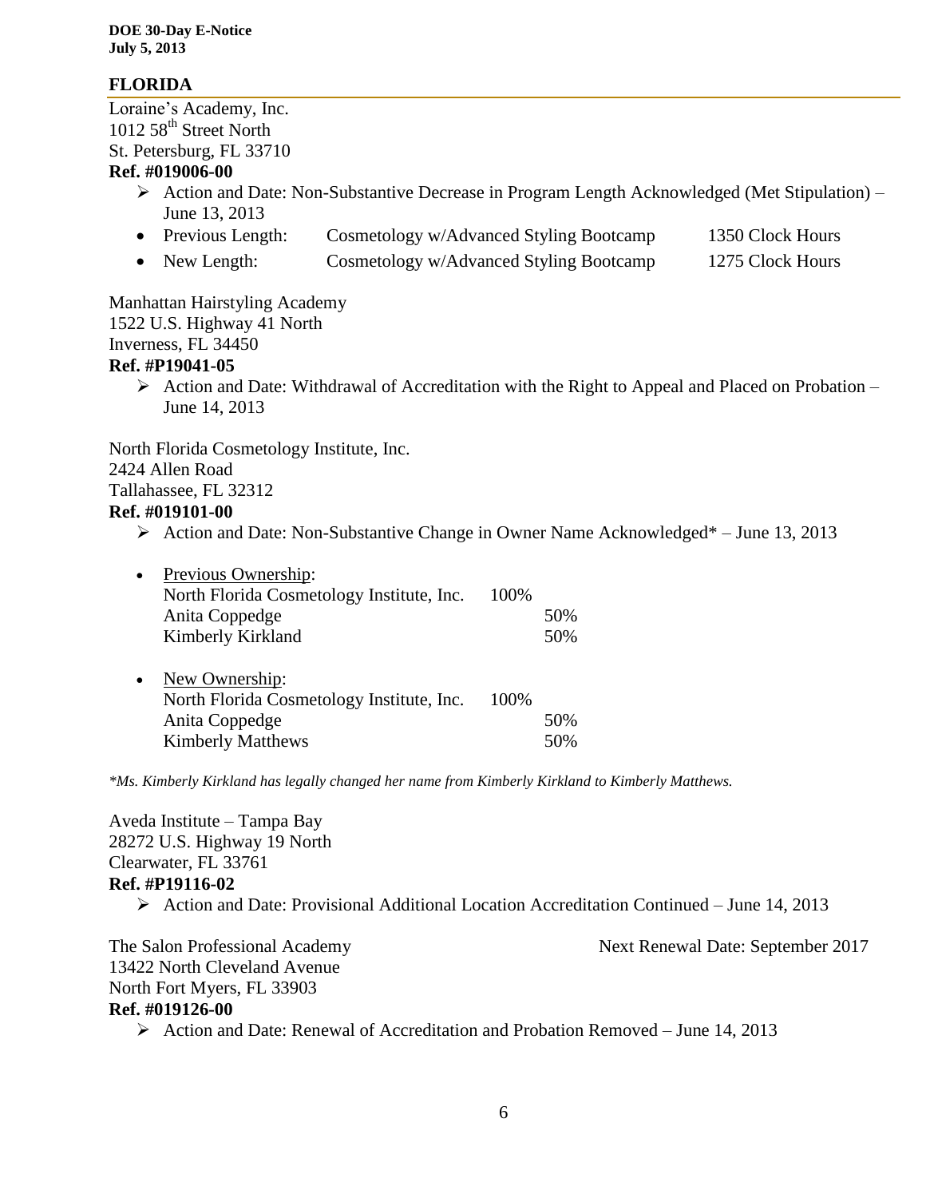## FLORIDA

Loraine's Academy, Inc.
1012 58th Street North
St. Petersburg, FL 33710
**Ref. #019006-00**

- Action and Date: Non-Substantive Decrease in Program Length Acknowledged (Met Stipulation) – June 13, 2013
  - Previous Length: Cosmetology w/Advanced Styling Bootcamp 1350 Clock Hours
  - New Length: Cosmetology w/Advanced Styling Bootcamp 1275 Clock Hours

Manhattan Hairstyling Academy
1522 U.S. Highway 41 North
Inverness, FL 34450
**Ref. #P19041-05**

- Action and Date: Withdrawal of Accreditation with the Right to Appeal and Placed on Probation – June 14, 2013

North Florida Cosmetology Institute, Inc.
2424 Allen Road
Tallahassee, FL 32312
**Ref. #019101-00**

- Action and Date: Non-Substantive Change in Owner Name Acknowledged* – June 13, 2013
  - Previous Ownership:
    North Florida Cosmetology Institute, Inc. 100%
    Anita Coppedge 50%
    Kimberly Kirkland 50%
  - New Ownership:
    North Florida Cosmetology Institute, Inc. 100%
    Anita Coppedge 50%
    Kimberly Matthews 50%

*\*Ms. Kimberly Kirkland has legally changed her name from Kimberly Kirkland to Kimberly Matthews.*

Aveda Institute – Tampa Bay
28272 U.S. Highway 19 North
Clearwater, FL 33761
**Ref. #P19116-02**

- Action and Date: Provisional Additional Location Accreditation Continued – June 14, 2013

The Salon Professional Academy — Next Renewal Date: September 2017
13422 North Cleveland Avenue
North Fort Myers, FL 33903
**Ref. #019126-00**

- Action and Date: Renewal of Accreditation and Probation Removed – June 14, 2013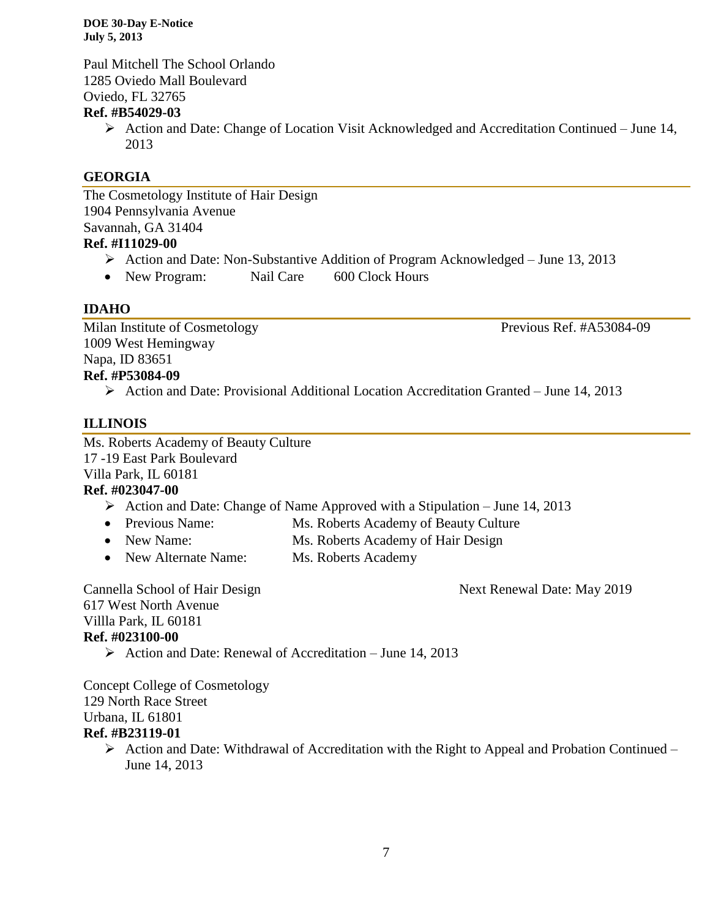Paul Mitchell The School Orlando
1285 Oviedo Mall Boulevard
Oviedo, FL 32765
**Ref. #B54029-03**

- Action and Date: Change of Location Visit Acknowledged and Accreditation Continued – June 14, 2013

## GEORGIA

The Cosmetology Institute of Hair Design
1904 Pennsylvania Avenue
Savannah, GA 31404
**Ref. #I11029-00**

- Action and Date: Non-Substantive Addition of Program Acknowledged – June 13, 2013
- New Program: Nail Care 600 Clock Hours

## IDAHO

Milan Institute of Cosmetology — Previous Ref. #A53084-09
1009 West Hemingway
Napa, ID 83651
**Ref. #P53084-09**

- Action and Date: Provisional Additional Location Accreditation Granted – June 14, 2013

## ILLINOIS

Ms. Roberts Academy of Beauty Culture
17 -19 East Park Boulevard
Villa Park, IL 60181
**Ref. #023047-00**

- Action and Date: Change of Name Approved with a Stipulation – June 14, 2013
- Previous Name: Ms. Roberts Academy of Beauty Culture
- New Name: Ms. Roberts Academy of Hair Design
- New Alternate Name: Ms. Roberts Academy

Cannella School of Hair Design — Next Renewal Date: May 2019
617 West North Avenue
Villla Park, IL 60181
**Ref. #023100-00**

- Action and Date: Renewal of Accreditation – June 14, 2013

Concept College of Cosmetology
129 North Race Street
Urbana, IL 61801
**Ref. #B23119-01**

- Action and Date: Withdrawal of Accreditation with the Right to Appeal and Probation Continued – June 14, 2013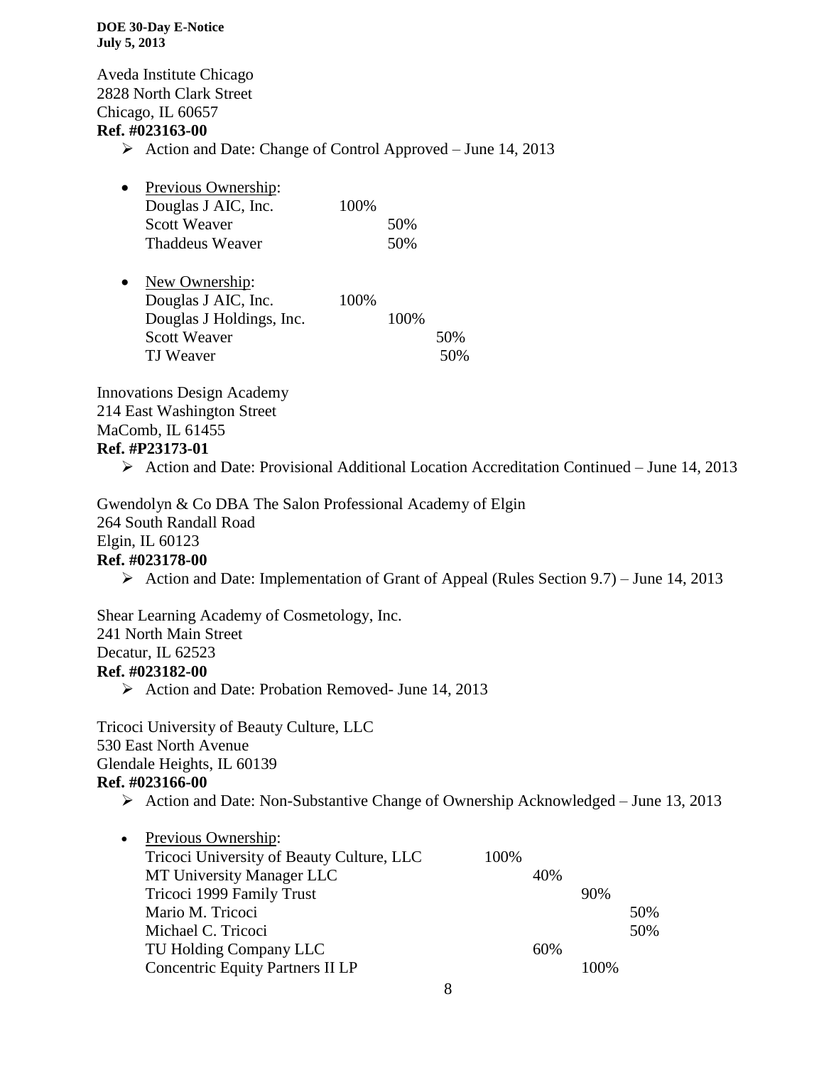**DOE 30-Day E-Notice**
**July 5, 2013**

Aveda Institute Chicago
2828 North Clark Street
Chicago, IL 60657
**Ref. #023163-00**

- Action and Date: Change of Control Approved – June 14, 2013

- Previous Ownership:

| | | | |
|---|---|---|---|
| Douglas J AIC, Inc. | 100% | | |
| Scott Weaver | | 50% | |
| Thaddeus Weaver | | 50% | |

- New Ownership:

| | | | |
|---|---|---|---|
| Douglas J AIC, Inc. | 100% | | |
| Douglas J Holdings, Inc. | | 100% | |
| Scott Weaver | | | 50% |
| TJ Weaver | | | 50% |

Innovations Design Academy
214 East Washington Street
MaComb, IL 61455
**Ref. #P23173-01**

- Action and Date: Provisional Additional Location Accreditation Continued – June 14, 2013

Gwendolyn & Co DBA The Salon Professional Academy of Elgin
264 South Randall Road
Elgin, IL 60123
**Ref. #023178-00**

- Action and Date: Implementation of Grant of Appeal (Rules Section 9.7) – June 14, 2013

Shear Learning Academy of Cosmetology, Inc.
241 North Main Street
Decatur, IL 62523
**Ref. #023182-00**

- Action and Date: Probation Removed- June 14, 2013

Tricoci University of Beauty Culture, LLC
530 East North Avenue
Glendale Heights, IL 60139
**Ref. #023166-00**

- Action and Date: Non-Substantive Change of Ownership Acknowledged – June 13, 2013

- Previous Ownership:

| | | | | |
|---|---|---|---|---|
| Tricoci University of Beauty Culture, LLC | 100% | | | |
| MT University Manager LLC | | 40% | | |
| Tricoci 1999 Family Trust | | | 90% | |
| Mario M. Tricoci | | | | 50% |
| Michael C. Tricoci | | | | 50% |
| TU Holding Company LLC | | 60% | | |
| Concentric Equity Partners II LP | | | 100% | |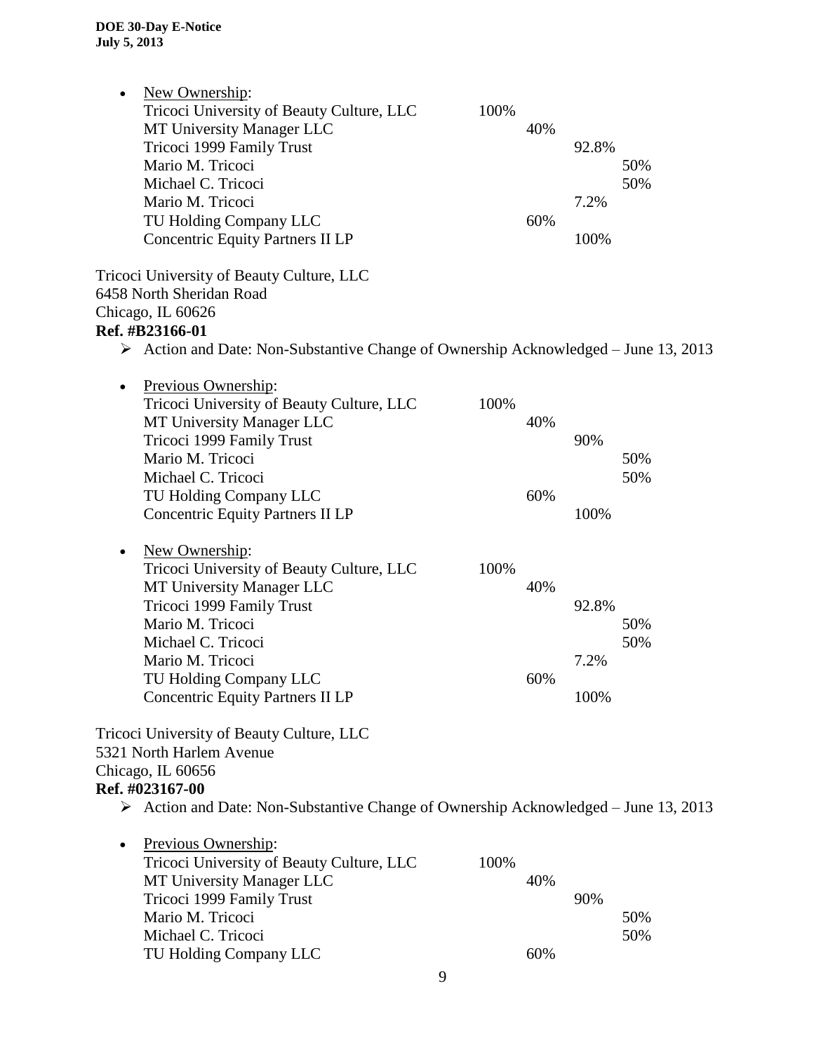- New Ownership:

| | | | | |
|---|---|---|---|---|
| Tricoci University of Beauty Culture, LLC | 100% | | | |
| MT University Manager LLC | | 40% | | |
| Tricoci 1999 Family Trust | | | 92.8% | |
| Mario M. Tricoci | | | | 50% |
| Michael C. Tricoci | | | | 50% |
| Mario M. Tricoci | | | 7.2% | |
| TU Holding Company LLC | | 60% | | |
| Concentric Equity Partners II LP | | | 100% | |

Tricoci University of Beauty Culture, LLC
6458 North Sheridan Road
Chicago, IL 60626
**Ref. #B23166-01**

- Action and Date: Non-Substantive Change of Ownership Acknowledged – June 13, 2013

- Previous Ownership:

| | | | | |
|---|---|---|---|---|
| Tricoci University of Beauty Culture, LLC | 100% | | | |
| MT University Manager LLC | | 40% | | |
| Tricoci 1999 Family Trust | | | 90% | |
| Mario M. Tricoci | | | | 50% |
| Michael C. Tricoci | | | | 50% |
| TU Holding Company LLC | | 60% | | |
| Concentric Equity Partners II LP | | | 100% | |

- New Ownership:

| | | | | |
|---|---|---|---|---|
| Tricoci University of Beauty Culture, LLC | 100% | | | |
| MT University Manager LLC | | 40% | | |
| Tricoci 1999 Family Trust | | | 92.8% | |
| Mario M. Tricoci | | | | 50% |
| Michael C. Tricoci | | | | 50% |
| Mario M. Tricoci | | | 7.2% | |
| TU Holding Company LLC | | 60% | | |
| Concentric Equity Partners II LP | | | 100% | |

Tricoci University of Beauty Culture, LLC
5321 North Harlem Avenue
Chicago, IL 60656
**Ref. #023167-00**

- Action and Date: Non-Substantive Change of Ownership Acknowledged – June 13, 2013

- Previous Ownership:

| | | | | |
|---|---|---|---|---|
| Tricoci University of Beauty Culture, LLC | 100% | | | |
| MT University Manager LLC | | 40% | | |
| Tricoci 1999 Family Trust | | | 90% | |
| Mario M. Tricoci | | | | 50% |
| Michael C. Tricoci | | | | 50% |
| TU Holding Company LLC | | 60% | | |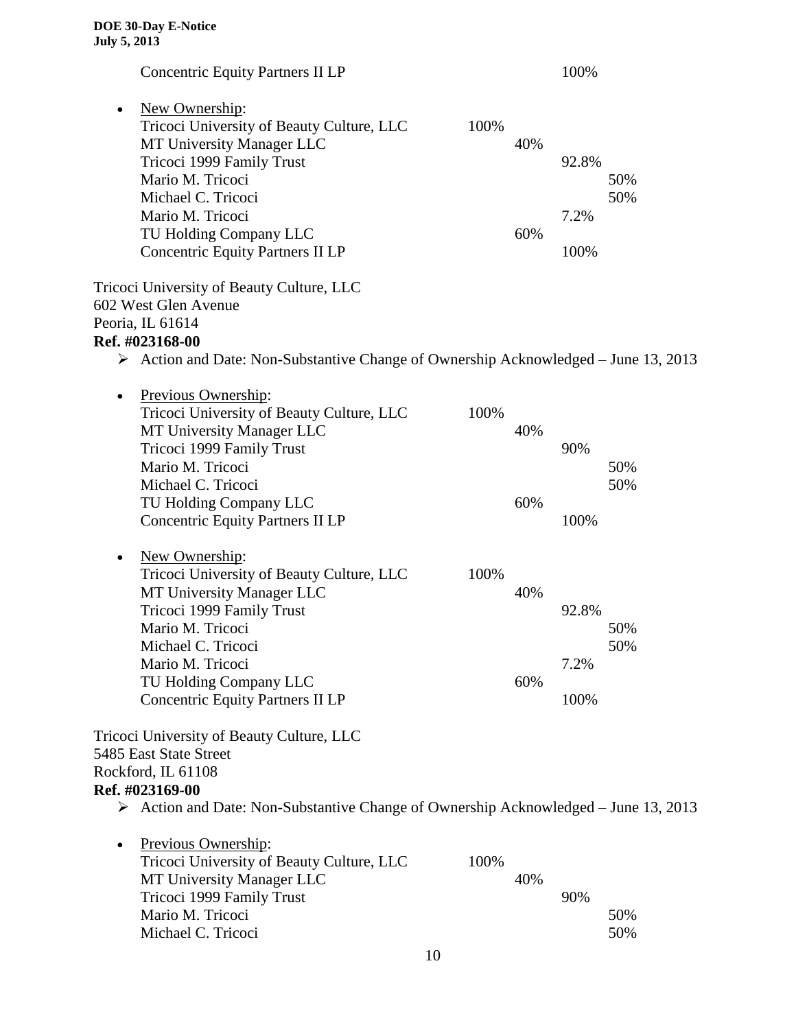| | | | | |
|---|---|---|---|---|
| Concentric Equity Partners II LP | | | 100% | |

- New Ownership:

| | | | | |
|---|---|---|---|---|
| Tricoci University of Beauty Culture, LLC | 100% | | | |
| MT University Manager LLC | | 40% | | |
| Tricoci 1999 Family Trust | | | 92.8% | |
| Mario M. Tricoci | | | | 50% |
| Michael C. Tricoci | | | | 50% |
| Mario M. Tricoci | | | 7.2% | |
| TU Holding Company LLC | | 60% | | |
| Concentric Equity Partners II LP | | | 100% | |

Tricoci University of Beauty Culture, LLC
602 West Glen Avenue
Peoria, IL 61614
**Ref. #023168-00**

- Action and Date: Non-Substantive Change of Ownership Acknowledged – June 13, 2013

- Previous Ownership:

| | | | | |
|---|---|---|---|---|
| Tricoci University of Beauty Culture, LLC | 100% | | | |
| MT University Manager LLC | | 40% | | |
| Tricoci 1999 Family Trust | | | 90% | |
| Mario M. Tricoci | | | | 50% |
| Michael C. Tricoci | | | | 50% |
| TU Holding Company LLC | | 60% | | |
| Concentric Equity Partners II LP | | | 100% | |

- New Ownership:

| | | | | |
|---|---|---|---|---|
| Tricoci University of Beauty Culture, LLC | 100% | | | |
| MT University Manager LLC | | 40% | | |
| Tricoci 1999 Family Trust | | | 92.8% | |
| Mario M. Tricoci | | | | 50% |
| Michael C. Tricoci | | | | 50% |
| Mario M. Tricoci | | | 7.2% | |
| TU Holding Company LLC | | 60% | | |
| Concentric Equity Partners II LP | | | 100% | |

Tricoci University of Beauty Culture, LLC
5485 East State Street
Rockford, IL 61108
**Ref. #023169-00**

- Action and Date: Non-Substantive Change of Ownership Acknowledged – June 13, 2013

- Previous Ownership:

| | | | | |
|---|---|---|---|---|
| Tricoci University of Beauty Culture, LLC | 100% | | | |
| MT University Manager LLC | | 40% | | |
| Tricoci 1999 Family Trust | | | 90% | |
| Mario M. Tricoci | | | | 50% |
| Michael C. Tricoci | | | | 50% |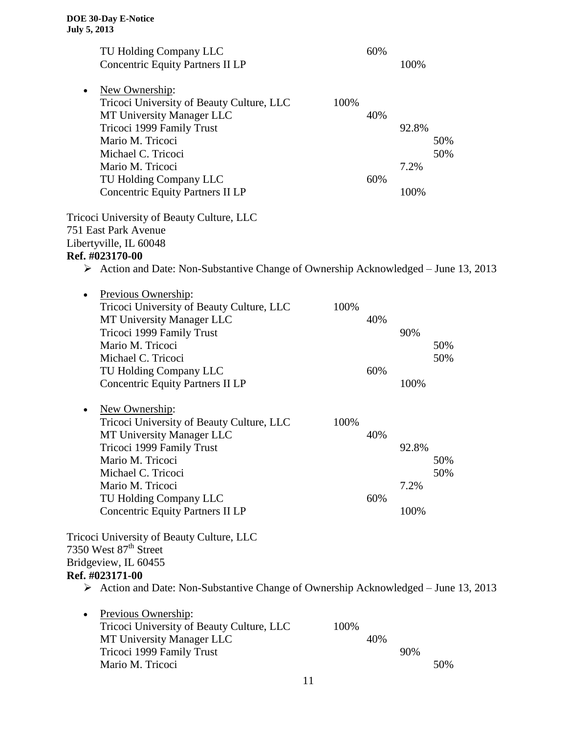| | | | | |
|---|---|---|---|---|
| TU Holding Company LLC | | 60% | | |
| Concentric Equity Partners II LP | | | 100% | |

- New Ownership:

| | | | | |
|---|---|---|---|---|
| Tricoci University of Beauty Culture, LLC | 100% | | | |
| MT University Manager LLC | | 40% | | |
| Tricoci 1999 Family Trust | | | 92.8% | |
| Mario M. Tricoci | | | | 50% |
| Michael C. Tricoci | | | | 50% |
| Mario M. Tricoci | | | 7.2% | |
| TU Holding Company LLC | | 60% | | |
| Concentric Equity Partners II LP | | | 100% | |

Tricoci University of Beauty Culture, LLC
751 East Park Avenue
Libertyville, IL 60048
**Ref. #023170-00**

- Action and Date: Non-Substantive Change of Ownership Acknowledged – June 13, 2013

- Previous Ownership:

| | | | | |
|---|---|---|---|---|
| Tricoci University of Beauty Culture, LLC | 100% | | | |
| MT University Manager LLC | | 40% | | |
| Tricoci 1999 Family Trust | | | 90% | |
| Mario M. Tricoci | | | | 50% |
| Michael C. Tricoci | | | | 50% |
| TU Holding Company LLC | | 60% | | |
| Concentric Equity Partners II LP | | | 100% | |

- New Ownership:

| | | | | |
|---|---|---|---|---|
| Tricoci University of Beauty Culture, LLC | 100% | | | |
| MT University Manager LLC | | 40% | | |
| Tricoci 1999 Family Trust | | | 92.8% | |
| Mario M. Tricoci | | | | 50% |
| Michael C. Tricoci | | | | 50% |
| Mario M. Tricoci | | | 7.2% | |
| TU Holding Company LLC | | 60% | | |
| Concentric Equity Partners II LP | | | 100% | |

Tricoci University of Beauty Culture, LLC
7350 West 87th Street
Bridgeview, IL 60455
**Ref. #023171-00**

- Action and Date: Non-Substantive Change of Ownership Acknowledged – June 13, 2013

- Previous Ownership:

| | | | | |
|---|---|---|---|---|
| Tricoci University of Beauty Culture, LLC | 100% | | | |
| MT University Manager LLC | | 40% | | |
| Tricoci 1999 Family Trust | | | 90% | |
| Mario M. Tricoci | | | | 50% |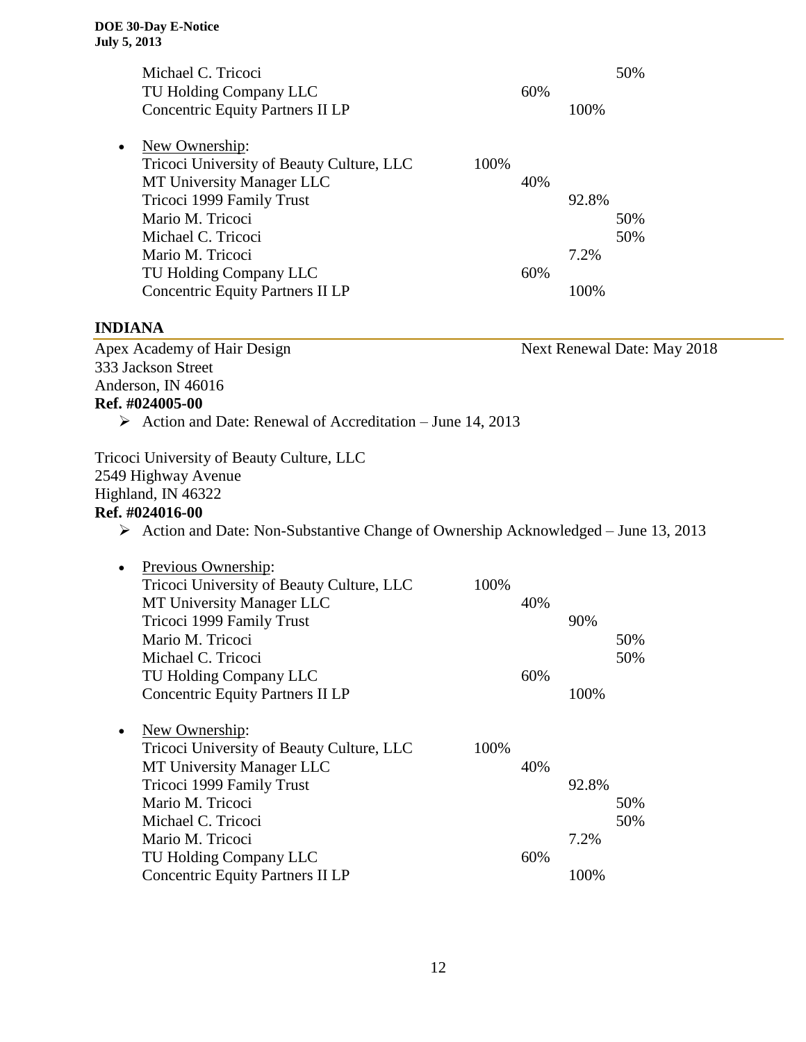| | | | | |
|---|---|---|---|---|
| Michael C. Tricoci | | | | 50% |
| TU Holding Company LLC | | 60% | | |
| Concentric Equity Partners II LP | | | 100% | |

- New Ownership:

| | | | | |
|---|---|---|---|---|
| Tricoci University of Beauty Culture, LLC | 100% | | | |
| MT University Manager LLC | | 40% | | |
| Tricoci 1999 Family Trust | | | 92.8% | |
| Mario M. Tricoci | | | | 50% |
| Michael C. Tricoci | | | | 50% |
| Mario M. Tricoci | | | 7.2% | |
| TU Holding Company LLC | | 60% | | |
| Concentric Equity Partners II LP | | | 100% | |

## INDIANA

Apex Academy of Hair Design — Next Renewal Date: May 2018
333 Jackson Street
Anderson, IN 46016
**Ref. #024005-00**

- Action and Date: Renewal of Accreditation – June 14, 2013

Tricoci University of Beauty Culture, LLC
2549 Highway Avenue
Highland, IN 46322
**Ref. #024016-00**

- Action and Date: Non-Substantive Change of Ownership Acknowledged – June 13, 2013

- Previous Ownership:

| | | | | |
|---|---|---|---|---|
| Tricoci University of Beauty Culture, LLC | 100% | | | |
| MT University Manager LLC | | 40% | | |
| Tricoci 1999 Family Trust | | | 90% | |
| Mario M. Tricoci | | | | 50% |
| Michael C. Tricoci | | | | 50% |
| TU Holding Company LLC | | 60% | | |
| Concentric Equity Partners II LP | | | 100% | |

- New Ownership:

| | | | | |
|---|---|---|---|---|
| Tricoci University of Beauty Culture, LLC | 100% | | | |
| MT University Manager LLC | | 40% | | |
| Tricoci 1999 Family Trust | | | 92.8% | |
| Mario M. Tricoci | | | | 50% |
| Michael C. Tricoci | | | | 50% |
| Mario M. Tricoci | | | 7.2% | |
| TU Holding Company LLC | | 60% | | |
| Concentric Equity Partners II LP | | | 100% | |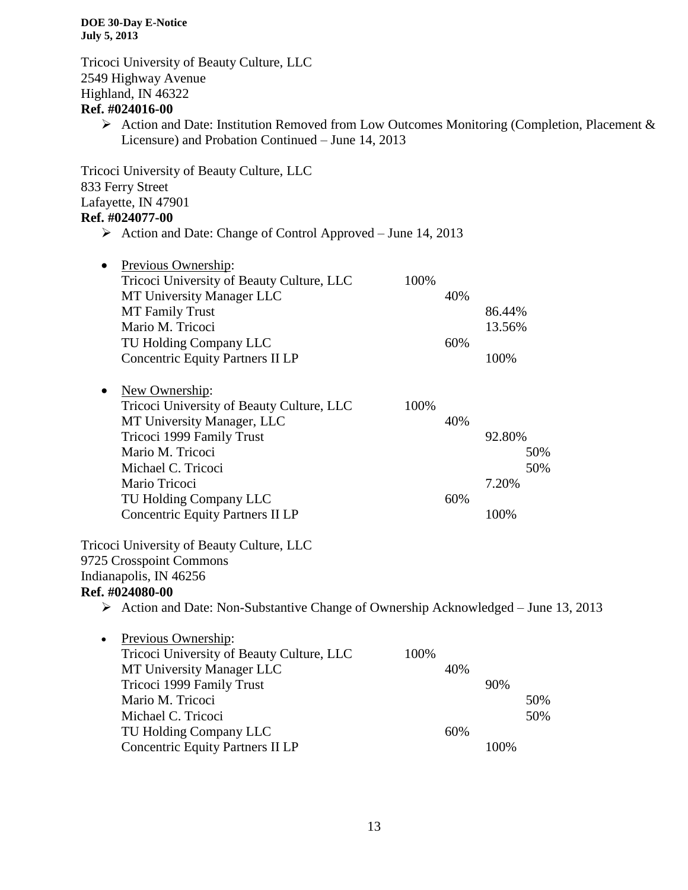**DOE 30-Day E-Notice**
**July 5, 2013**

Tricoci University of Beauty Culture, LLC
2549 Highway Avenue
Highland, IN 46322
**Ref. #024016-00**

- Action and Date: Institution Removed from Low Outcomes Monitoring (Completion, Placement & Licensure) and Probation Continued – June 14, 2013

Tricoci University of Beauty Culture, LLC
833 Ferry Street
Lafayette, IN 47901
**Ref. #024077-00**

- Action and Date: Change of Control Approved – June 14, 2013

- Previous Ownership:

| | | | | |
|---|---|---|---|---|
| Tricoci University of Beauty Culture, LLC | 100% | | | |
| MT University Manager LLC | | 40% | | |
| MT Family Trust | | | 86.44% | |
| Mario M. Tricoci | | | 13.56% | |
| TU Holding Company LLC | | 60% | | |
| Concentric Equity Partners II LP | | | 100% | |

- New Ownership:

| | | | | |
|---|---|---|---|---|
| Tricoci University of Beauty Culture, LLC | 100% | | | |
| MT University Manager, LLC | | 40% | | |
| Tricoci 1999 Family Trust | | | 92.80% | |
| Mario M. Tricoci | | | | 50% |
| Michael C. Tricoci | | | | 50% |
| Mario Tricoci | | | 7.20% | |
| TU Holding Company LLC | | 60% | | |
| Concentric Equity Partners II LP | | | 100% | |

Tricoci University of Beauty Culture, LLC
9725 Crosspoint Commons
Indianapolis, IN 46256
**Ref. #024080-00**

- Action and Date: Non-Substantive Change of Ownership Acknowledged – June 13, 2013

- Previous Ownership:

| | | | | |
|---|---|---|---|---|
| Tricoci University of Beauty Culture, LLC | 100% | | | |
| MT University Manager LLC | | 40% | | |
| Tricoci 1999 Family Trust | | | 90% | |
| Mario M. Tricoci | | | | 50% |
| Michael C. Tricoci | | | | 50% |
| TU Holding Company LLC | | 60% | | |
| Concentric Equity Partners II LP | | | 100% | |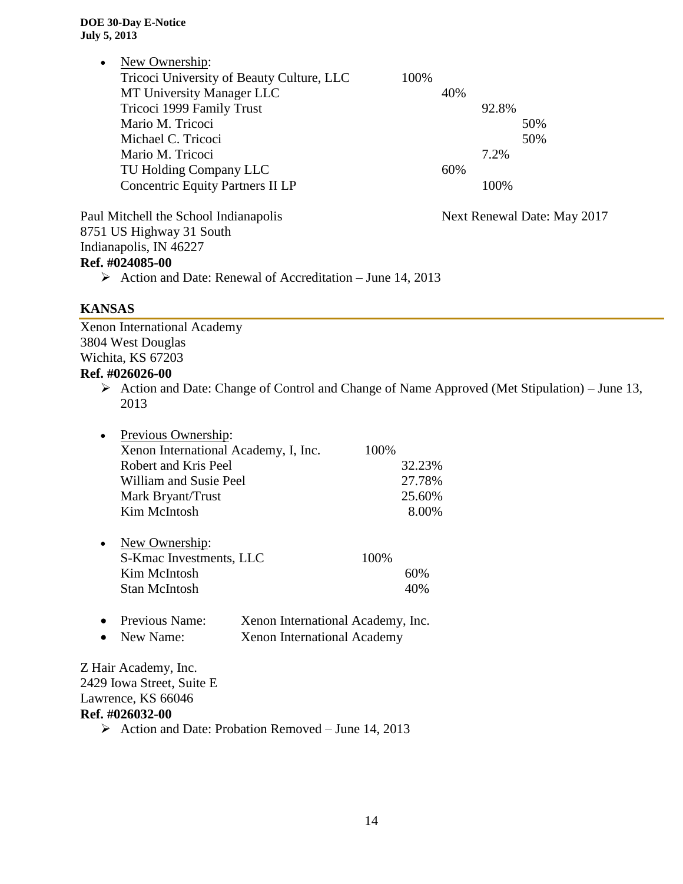- New Ownership:

| | | | |
|---|---|---|---|
| Tricoci University of Beauty Culture, LLC | 100% | | |
| MT University Manager LLC | 40% | | |
| Tricoci 1999 Family Trust | | 92.8% | |
| Mario M. Tricoci | | | 50% |
| Michael C. Tricoci | | | 50% |
| Mario M. Tricoci | | 7.2% | |
| TU Holding Company LLC | 60% | | |
| Concentric Equity Partners II LP | | 100% | |

Paul Mitchell the School Indianapolis — Next Renewal Date: May 2017
8751 US Highway 31 South
Indianapolis, IN 46227
**Ref. #024085-00**

- Action and Date: Renewal of Accreditation – June 14, 2013

## KANSAS

Xenon International Academy
3804 West Douglas
Wichita, KS 67203
**Ref. #026026-00**

- Action and Date: Change of Control and Change of Name Approved (Met Stipulation) – June 13, 2013

- Previous Ownership:

| | | |
|---|---|---|
| Xenon International Academy, I, Inc. | 100% | |
| Robert and Kris Peel | | 32.23% |
| William and Susie Peel | | 27.78% |
| Mark Bryant/Trust | | 25.60% |
| Kim McIntosh | | 8.00% |

- New Ownership:

| | | |
|---|---|---|
| S-Kmac Investments, LLC | 100% | |
| Kim McIntosh | | 60% |
| Stan McIntosh | | 40% |

- Previous Name: Xenon International Academy, Inc.
- New Name: Xenon International Academy

Z Hair Academy, Inc.
2429 Iowa Street, Suite E
Lawrence, KS 66046
**Ref. #026032-00**

- Action and Date: Probation Removed – June 14, 2013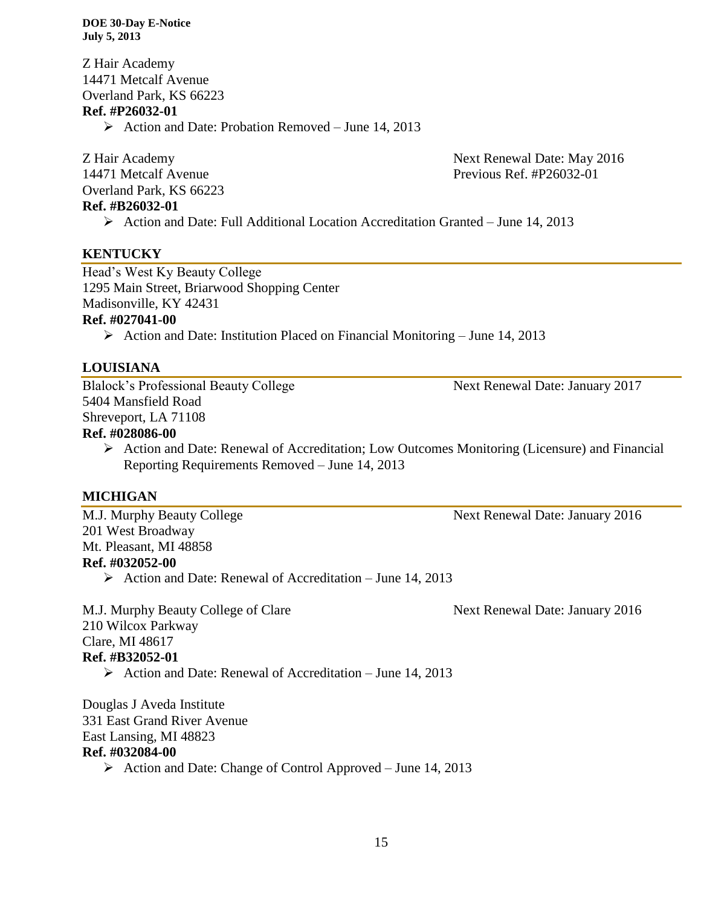Z Hair Academy
14471 Metcalf Avenue
Overland Park, KS 66223
**Ref. #P26032-01**

- Action and Date: Probation Removed – June 14, 2013

Z Hair Academy
14471 Metcalf Avenue
Overland Park, KS 66223
**Ref. #B26032-01**

Next Renewal Date: May 2016
Previous Ref. #P26032-01

- Action and Date: Full Additional Location Accreditation Granted – June 14, 2013

## KENTUCKY

Head's West Ky Beauty College
1295 Main Street, Briarwood Shopping Center
Madisonville, KY 42431
**Ref. #027041-00**

- Action and Date: Institution Placed on Financial Monitoring – June 14, 2013

## LOUISIANA

Blalock's Professional Beauty College
5404 Mansfield Road
Shreveport, LA 71108
**Ref. #028086-00**

Next Renewal Date: January 2017

- Action and Date: Renewal of Accreditation; Low Outcomes Monitoring (Licensure) and Financial Reporting Requirements Removed – June 14, 2013

## MICHIGAN

M.J. Murphy Beauty College
201 West Broadway
Mt. Pleasant, MI 48858
**Ref. #032052-00**

Next Renewal Date: January 2016

- Action and Date: Renewal of Accreditation – June 14, 2013

M.J. Murphy Beauty College of Clare
210 Wilcox Parkway
Clare, MI 48617
**Ref. #B32052-01**

Next Renewal Date: January 2016

- Action and Date: Renewal of Accreditation – June 14, 2013

Douglas J Aveda Institute
331 East Grand River Avenue
East Lansing, MI 48823
**Ref. #032084-00**

- Action and Date: Change of Control Approved – June 14, 2013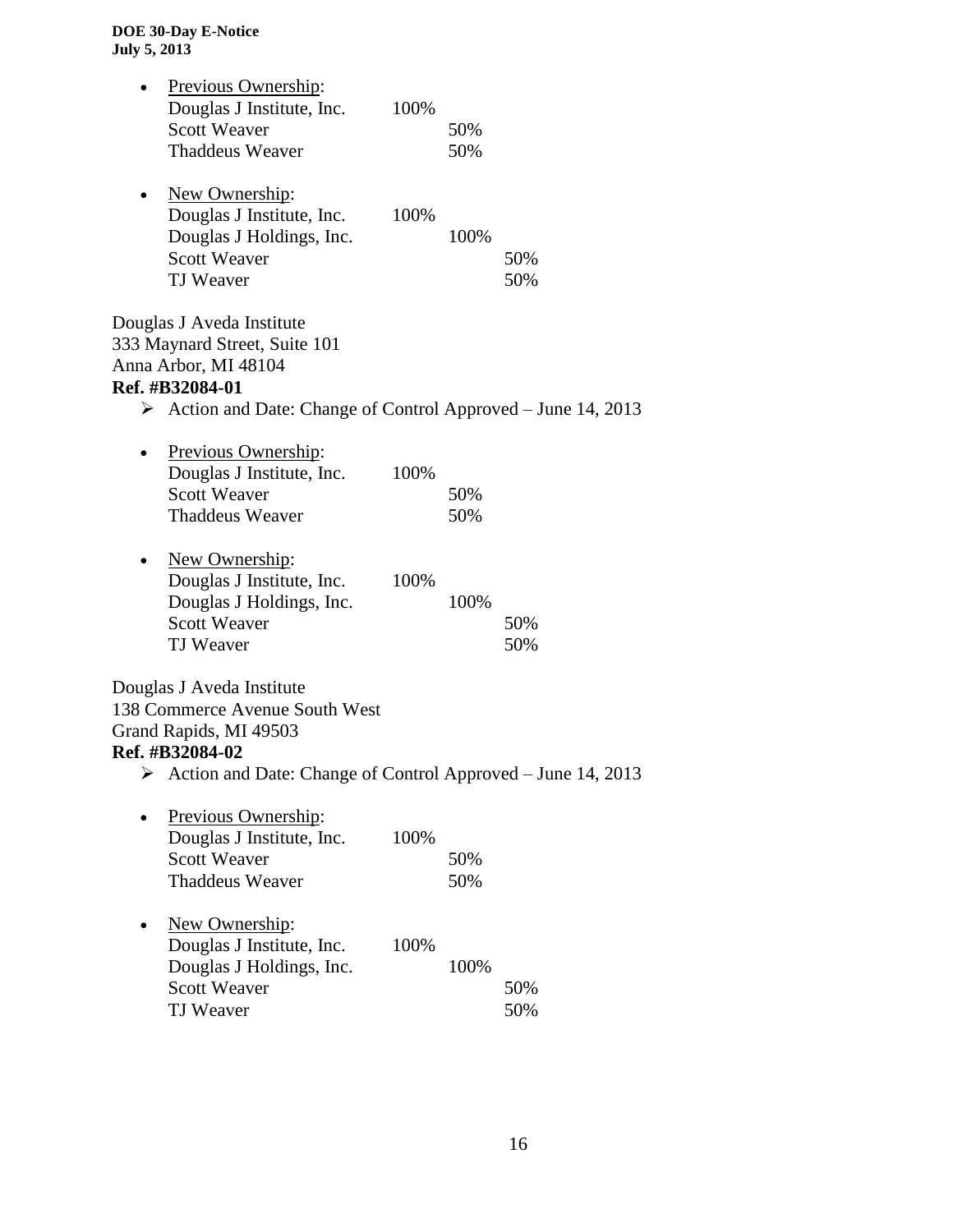- Previous Ownership:

| | | | |
|---|---|---|---|
| Douglas J Institute, Inc. | 100% | | |
| Scott Weaver | | 50% | |
| Thaddeus Weaver | | 50% | |

- New Ownership:

| | | | |
|---|---|---|---|
| Douglas J Institute, Inc. | 100% | | |
| Douglas J Holdings, Inc. | | 100% | |
| Scott Weaver | | | 50% |
| TJ Weaver | | | 50% |

Douglas J Aveda Institute
333 Maynard Street, Suite 101
Anna Arbor, MI 48104
**Ref. #B32084-01**

- Action and Date: Change of Control Approved – June 14, 2013

- Previous Ownership:

| | | | |
|---|---|---|---|
| Douglas J Institute, Inc. | 100% | | |
| Scott Weaver | | 50% | |
| Thaddeus Weaver | | 50% | |

- New Ownership:

| | | | |
|---|---|---|---|
| Douglas J Institute, Inc. | 100% | | |
| Douglas J Holdings, Inc. | | 100% | |
| Scott Weaver | | | 50% |
| TJ Weaver | | | 50% |

Douglas J Aveda Institute
138 Commerce Avenue South West
Grand Rapids, MI 49503
**Ref. #B32084-02**

- Action and Date: Change of Control Approved – June 14, 2013

- Previous Ownership:

| | | | |
|---|---|---|---|
| Douglas J Institute, Inc. | 100% | | |
| Scott Weaver | | 50% | |
| Thaddeus Weaver | | 50% | |

- New Ownership:

| | | | |
|---|---|---|---|
| Douglas J Institute, Inc. | 100% | | |
| Douglas J Holdings, Inc. | | 100% | |
| Scott Weaver | | | 50% |
| TJ Weaver | | | 50% |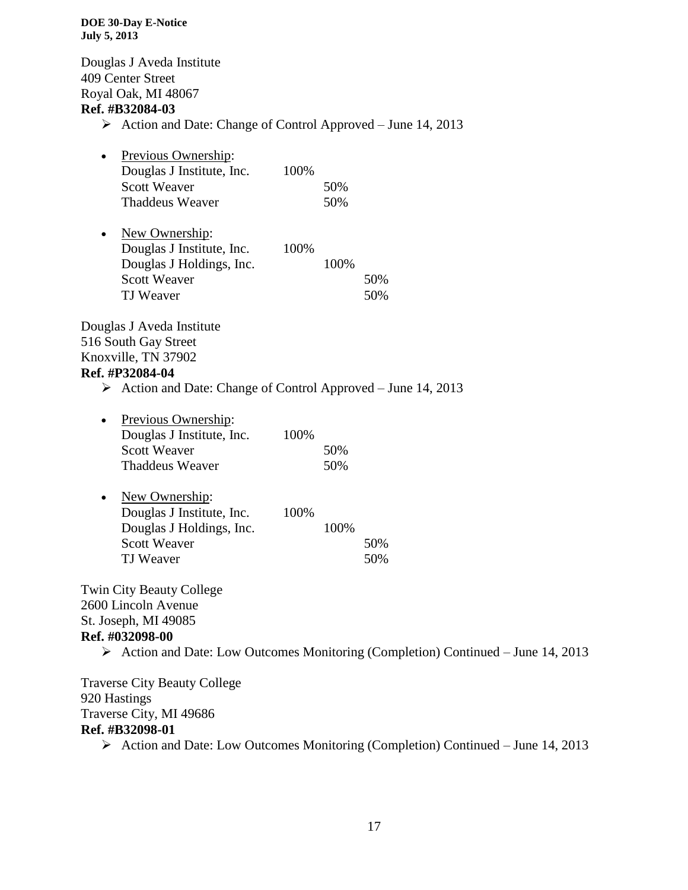Douglas J Aveda Institute
409 Center Street
Royal Oak, MI 48067
**Ref. #B32084-03**

- Action and Date: Change of Control Approved – June 14, 2013

- Previous Ownership:

| | | |
|---|---|---|
| Douglas J Institute, Inc. | 100% | |
| Scott Weaver | | 50% |
| Thaddeus Weaver | | 50% |

- New Ownership:

| | | | |
|---|---|---|---|
| Douglas J Institute, Inc. | 100% | | |
| Douglas J Holdings, Inc. | | 100% | |
| Scott Weaver | | | 50% |
| TJ Weaver | | | 50% |

Douglas J Aveda Institute
516 South Gay Street
Knoxville, TN 37902
**Ref. #P32084-04**

- Action and Date: Change of Control Approved – June 14, 2013

- Previous Ownership:

| | | |
|---|---|---|
| Douglas J Institute, Inc. | 100% | |
| Scott Weaver | | 50% |
| Thaddeus Weaver | | 50% |

- New Ownership:

| | | | |
|---|---|---|---|
| Douglas J Institute, Inc. | 100% | | |
| Douglas J Holdings, Inc. | | 100% | |
| Scott Weaver | | | 50% |
| TJ Weaver | | | 50% |

Twin City Beauty College
2600 Lincoln Avenue
St. Joseph, MI 49085
**Ref. #032098-00**

- Action and Date: Low Outcomes Monitoring (Completion) Continued – June 14, 2013

Traverse City Beauty College
920 Hastings
Traverse City, MI 49686
**Ref. #B32098-01**

- Action and Date: Low Outcomes Monitoring (Completion) Continued – June 14, 2013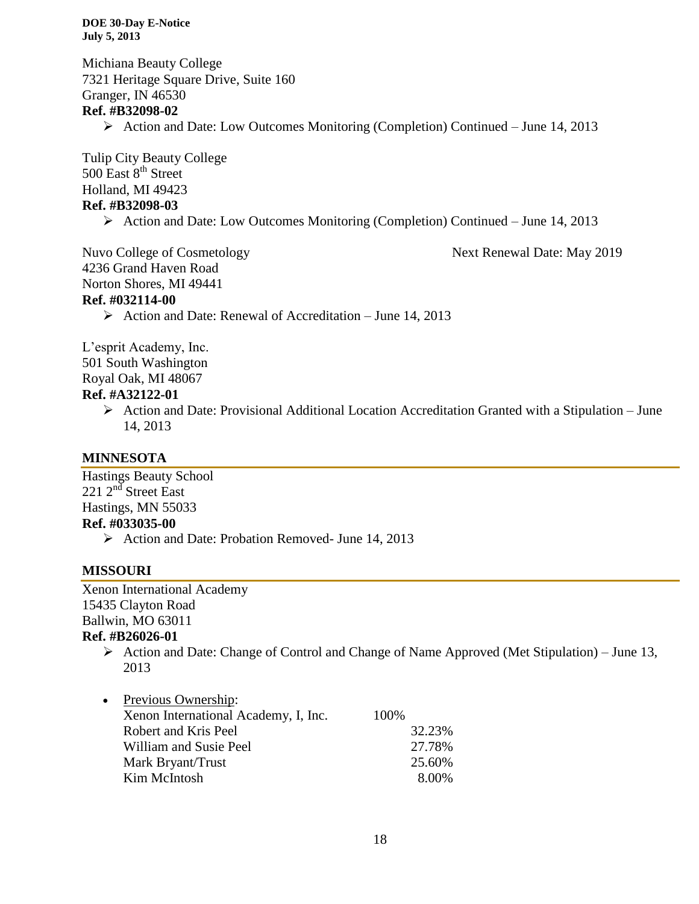Michiana Beauty College
7321 Heritage Square Drive, Suite 160
Granger, IN 46530
**Ref. #B32098-02**

- Action and Date: Low Outcomes Monitoring (Completion) Continued – June 14, 2013

Tulip City Beauty College
500 East 8th Street
Holland, MI 49423
**Ref. #B32098-03**

- Action and Date: Low Outcomes Monitoring (Completion) Continued – June 14, 2013

Nuvo College of Cosmetology — Next Renewal Date: May 2019
4236 Grand Haven Road
Norton Shores, MI 49441
**Ref. #032114-00**

- Action and Date: Renewal of Accreditation – June 14, 2013

L'esprit Academy, Inc.
501 South Washington
Royal Oak, MI 48067
**Ref. #A32122-01**

- Action and Date: Provisional Additional Location Accreditation Granted with a Stipulation – June 14, 2013

## MINNESOTA

Hastings Beauty School
221 2nd Street East
Hastings, MN 55033
**Ref. #033035-00**

- Action and Date: Probation Removed- June 14, 2013

## MISSOURI

Xenon International Academy
15435 Clayton Road
Ballwin, MO 63011
**Ref. #B26026-01**

- Action and Date: Change of Control and Change of Name Approved (Met Stipulation) – June 13, 2013

- Previous Ownership:

| | | |
|---|---|---|
| Xenon International Academy, I, Inc. | 100% | |
| Robert and Kris Peel | | 32.23% |
| William and Susie Peel | | 27.78% |
| Mark Bryant/Trust | | 25.60% |
| Kim McIntosh | | 8.00% |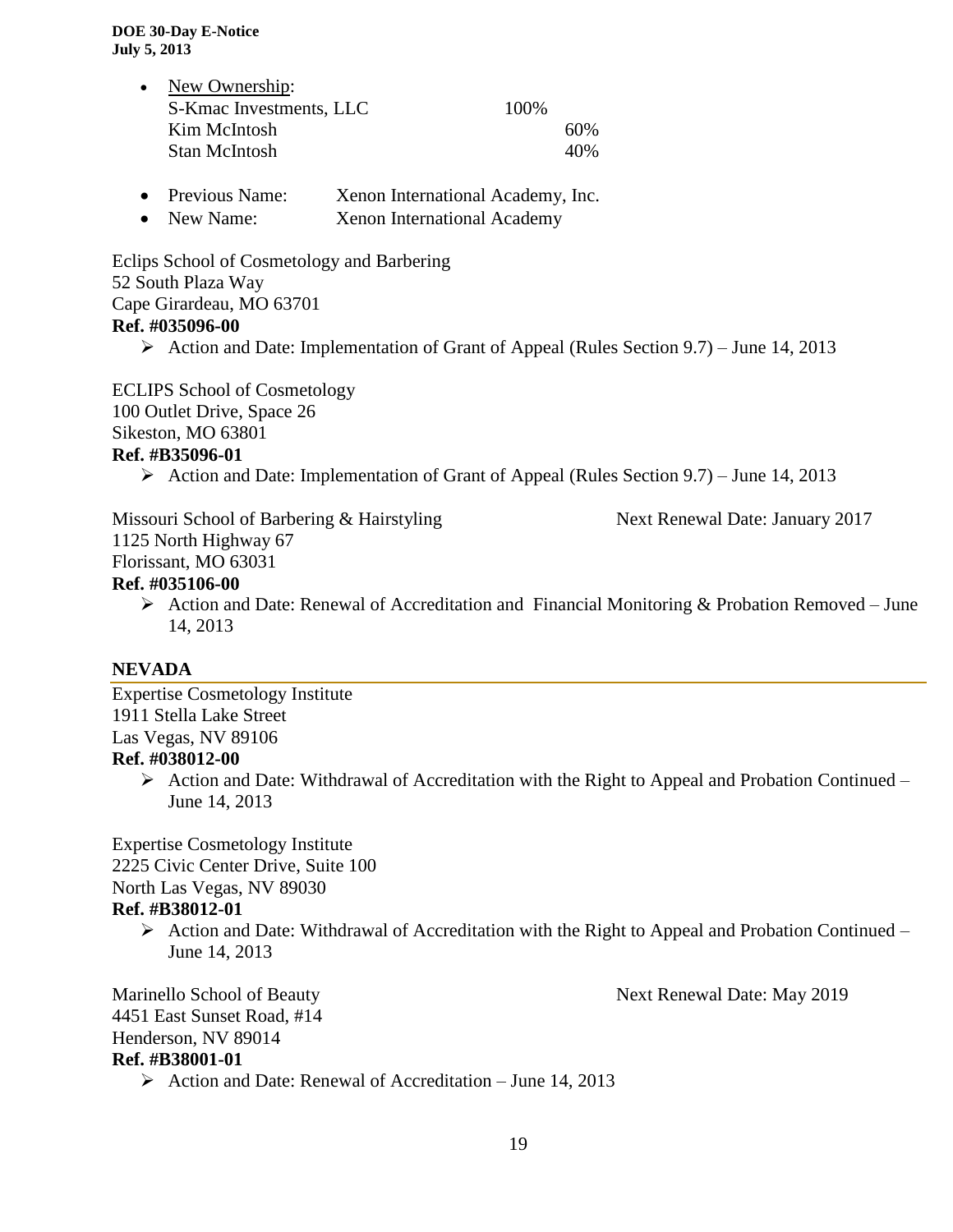- New Ownership:

| | | |
|---|---|---|
| S-Kmac Investments, LLC | 100% | |
| Kim McIntosh | | 60% |
| Stan McIntosh | | 40% |

- Previous Name: Xenon International Academy, Inc.
- New Name: Xenon International Academy

Eclips School of Cosmetology and Barbering
52 South Plaza Way
Cape Girardeau, MO 63701
**Ref. #035096-00**

- Action and Date: Implementation of Grant of Appeal (Rules Section 9.7) – June 14, 2013

ECLIPS School of Cosmetology
100 Outlet Drive, Space 26
Sikeston, MO 63801
**Ref. #B35096-01**

- Action and Date: Implementation of Grant of Appeal (Rules Section 9.7) – June 14, 2013

Missouri School of Barbering & Hairstyling — Next Renewal Date: January 2017
1125 North Highway 67
Florissant, MO 63031
**Ref. #035106-00**

- Action and Date: Renewal of Accreditation and Financial Monitoring & Probation Removed – June 14, 2013

## NEVADA

Expertise Cosmetology Institute
1911 Stella Lake Street
Las Vegas, NV 89106
**Ref. #038012-00**

- Action and Date: Withdrawal of Accreditation with the Right to Appeal and Probation Continued – June 14, 2013

Expertise Cosmetology Institute
2225 Civic Center Drive, Suite 100
North Las Vegas, NV 89030
**Ref. #B38012-01**

- Action and Date: Withdrawal of Accreditation with the Right to Appeal and Probation Continued – June 14, 2013

Marinello School of Beauty — Next Renewal Date: May 2019
4451 East Sunset Road, #14
Henderson, NV 89014
**Ref. #B38001-01**

- Action and Date: Renewal of Accreditation – June 14, 2013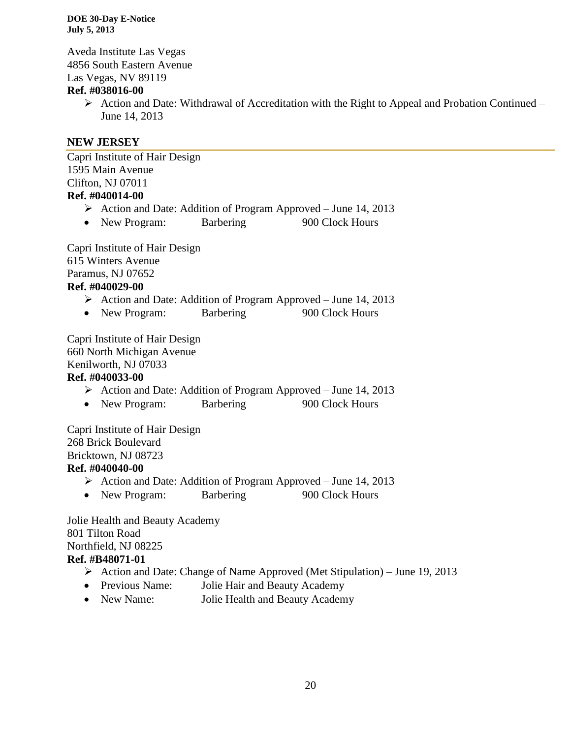Aveda Institute Las Vegas
4856 South Eastern Avenue
Las Vegas, NV 89119
**Ref. #038016-00**

- ➢ Action and Date: Withdrawal of Accreditation with the Right to Appeal and Probation Continued – June 14, 2013

## NEW JERSEY

Capri Institute of Hair Design
1595 Main Avenue
Clifton, NJ 07011
**Ref. #040014-00**

- ➢ Action and Date: Addition of Program Approved – June 14, 2013
- New Program: Barbering 900 Clock Hours

Capri Institute of Hair Design
615 Winters Avenue
Paramus, NJ 07652
**Ref. #040029-00**

- ➢ Action and Date: Addition of Program Approved – June 14, 2013
- New Program: Barbering 900 Clock Hours

Capri Institute of Hair Design
660 North Michigan Avenue
Kenilworth, NJ 07033
**Ref. #040033-00**

- ➢ Action and Date: Addition of Program Approved – June 14, 2013
- New Program: Barbering 900 Clock Hours

Capri Institute of Hair Design
268 Brick Boulevard
Bricktown, NJ 08723
**Ref. #040040-00**

- ➢ Action and Date: Addition of Program Approved – June 14, 2013
- New Program: Barbering 900 Clock Hours

Jolie Health and Beauty Academy
801 Tilton Road
Northfield, NJ 08225
**Ref. #B48071-01**

- ➢ Action and Date: Change of Name Approved (Met Stipulation) – June 19, 2013
- Previous Name: Jolie Hair and Beauty Academy
- New Name: Jolie Health and Beauty Academy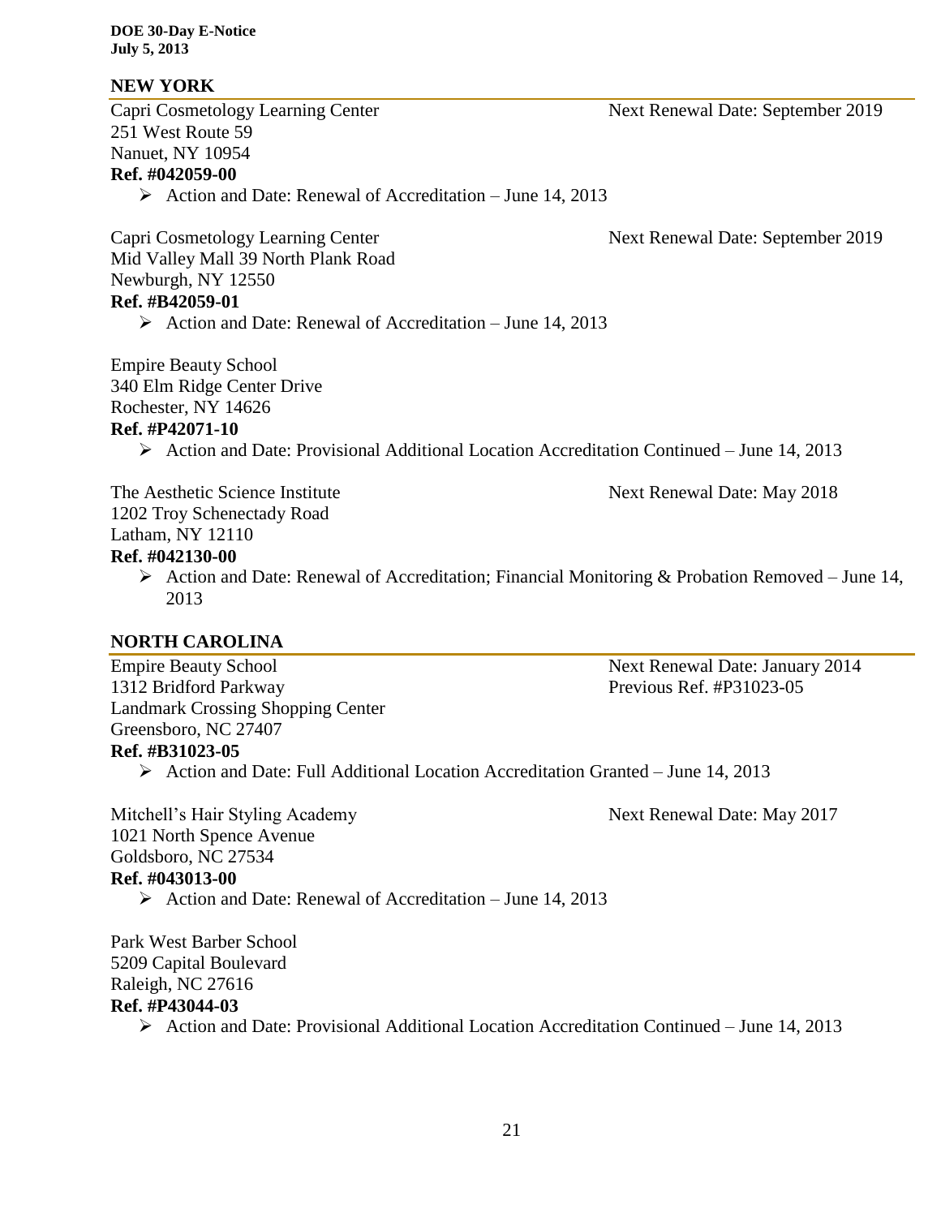## NEW YORK

Capri Cosmetology Learning Center  
251 West Route 59  
Nanuet, NY 10954  
Next Renewal Date: September 2019

**Ref. #042059-00**

- Action and Date: Renewal of Accreditation – June 14, 2013

Capri Cosmetology Learning Center  
Mid Valley Mall 39 North Plank Road  
Newburgh, NY 12550  
Next Renewal Date: September 2019

**Ref. #B42059-01**

- Action and Date: Renewal of Accreditation – June 14, 2013

Empire Beauty School  
340 Elm Ridge Center Drive  
Rochester, NY 14626

**Ref. #P42071-10**

- Action and Date: Provisional Additional Location Accreditation Continued – June 14, 2013

The Aesthetic Science Institute  
1202 Troy Schenectady Road  
Latham, NY 12110  
Next Renewal Date: May 2018

**Ref. #042130-00**

- Action and Date: Renewal of Accreditation; Financial Monitoring & Probation Removed – June 14, 2013

## NORTH CAROLINA

Empire Beauty School  
1312 Bridford Parkway  
Landmark Crossing Shopping Center  
Greensboro, NC 27407  
Next Renewal Date: January 2014  
Previous Ref. #P31023-05

**Ref. #B31023-05**

- Action and Date: Full Additional Location Accreditation Granted – June 14, 2013

Mitchell's Hair Styling Academy  
1021 North Spence Avenue  
Goldsboro, NC 27534  
Next Renewal Date: May 2017

**Ref. #043013-00**

- Action and Date: Renewal of Accreditation – June 14, 2013

Park West Barber School  
5209 Capital Boulevard  
Raleigh, NC 27616

**Ref. #P43044-03**

- Action and Date: Provisional Additional Location Accreditation Continued – June 14, 2013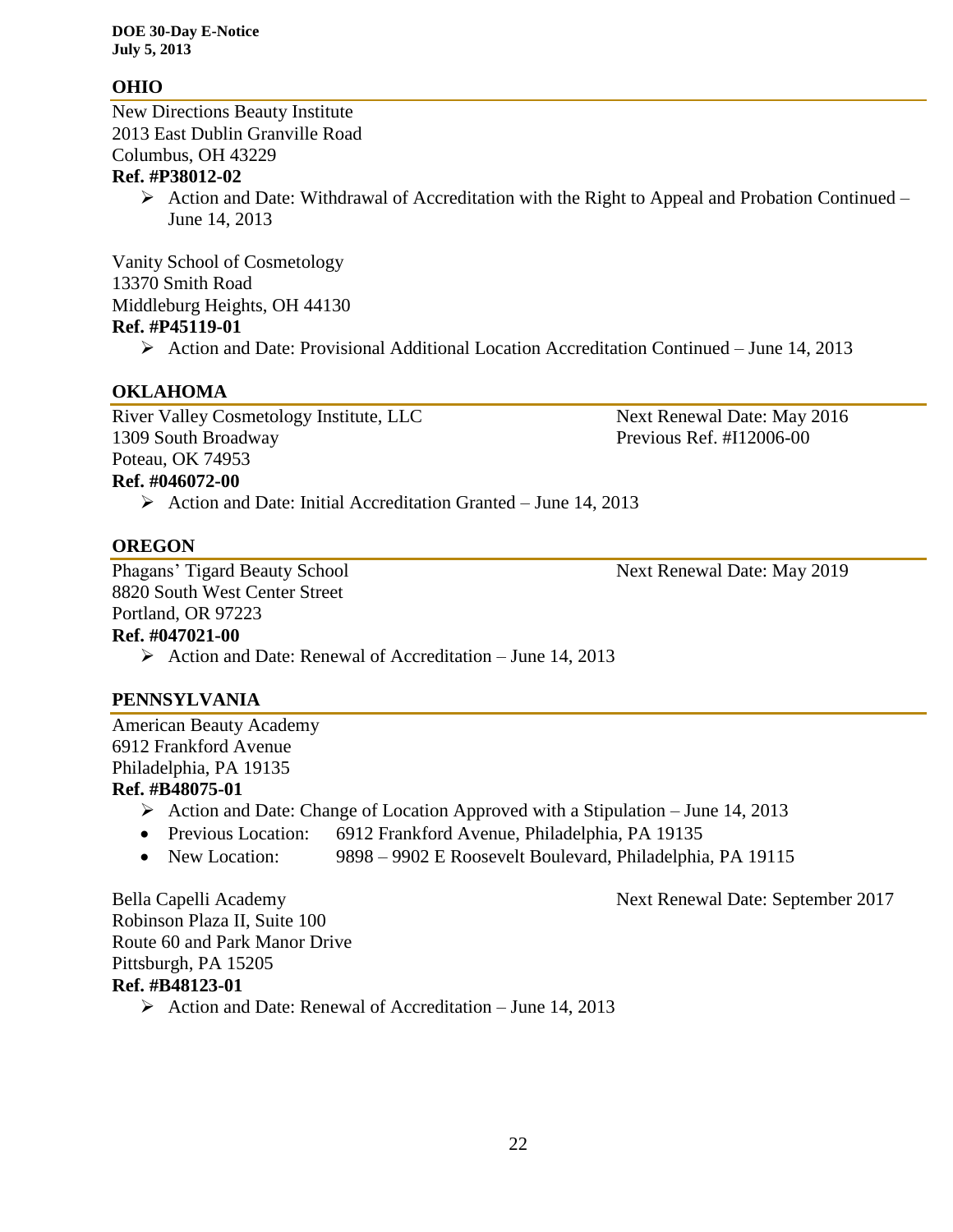## OHIO

New Directions Beauty Institute
2013 East Dublin Granville Road
Columbus, OH 43229
**Ref. #P38012-02**

- Action and Date: Withdrawal of Accreditation with the Right to Appeal and Probation Continued – June 14, 2013

Vanity School of Cosmetology
13370 Smith Road
Middleburg Heights, OH 44130
**Ref. #P45119-01**

- Action and Date: Provisional Additional Location Accreditation Continued – June 14, 2013

## OKLAHOMA

River Valley Cosmetology Institute, LLC
1309 South Broadway
Poteau, OK 74953
**Ref. #046072-00**

Next Renewal Date: May 2016
Previous Ref. #I12006-00

- Action and Date: Initial Accreditation Granted – June 14, 2013

## OREGON

Phagans' Tigard Beauty School
8820 South West Center Street
Portland, OR 97223
**Ref. #047021-00**

Next Renewal Date: May 2019

- Action and Date: Renewal of Accreditation – June 14, 2013

## PENNSYLVANIA

American Beauty Academy
6912 Frankford Avenue
Philadelphia, PA 19135
**Ref. #B48075-01**

- Action and Date: Change of Location Approved with a Stipulation – June 14, 2013
- Previous Location: 6912 Frankford Avenue, Philadelphia, PA 19135
- New Location: 9898 – 9902 E Roosevelt Boulevard, Philadelphia, PA 19115

Bella Capelli Academy
Robinson Plaza II, Suite 100
Route 60 and Park Manor Drive
Pittsburgh, PA 15205
**Ref. #B48123-01**

Next Renewal Date: September 2017

- Action and Date: Renewal of Accreditation – June 14, 2013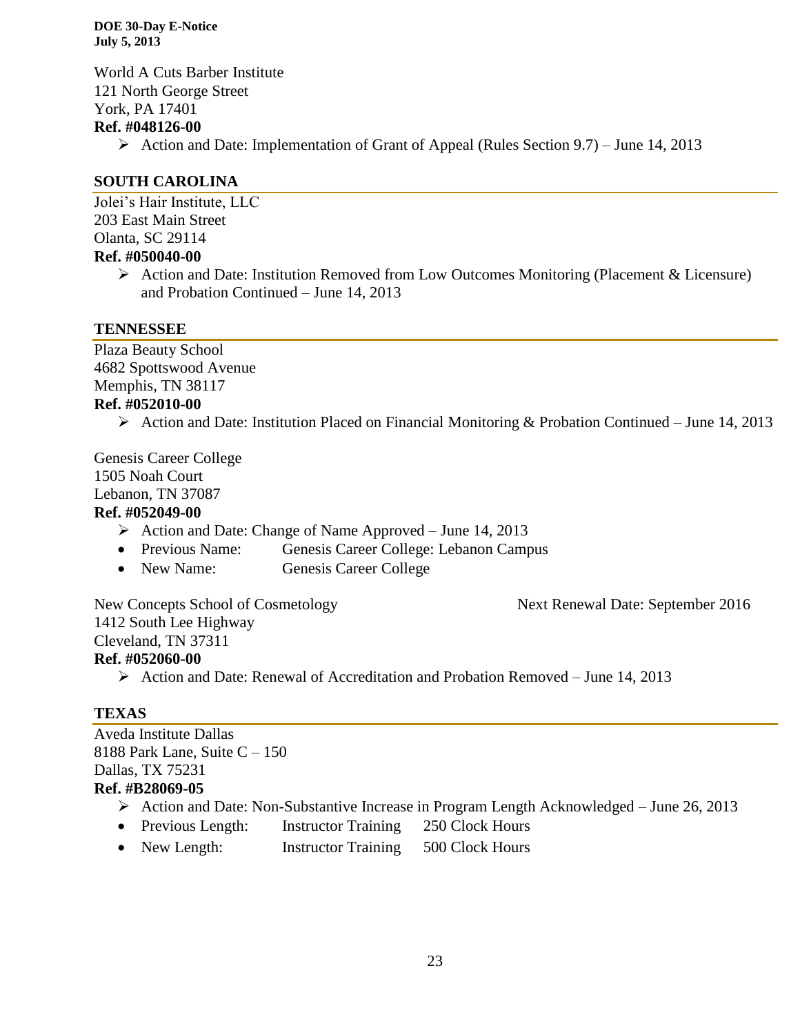World A Cuts Barber Institute
121 North George Street
York, PA 17401
**Ref. #048126-00**

- ➢ Action and Date: Implementation of Grant of Appeal (Rules Section 9.7) – June 14, 2013

## SOUTH CAROLINA

Jolei's Hair Institute, LLC
203 East Main Street
Olanta, SC 29114
**Ref. #050040-00**

- ➢ Action and Date: Institution Removed from Low Outcomes Monitoring (Placement & Licensure) and Probation Continued – June 14, 2013

## TENNESSEE

Plaza Beauty School
4682 Spottswood Avenue
Memphis, TN 38117
**Ref. #052010-00**

- ➢ Action and Date: Institution Placed on Financial Monitoring & Probation Continued – June 14, 2013

Genesis Career College
1505 Noah Court
Lebanon, TN 37087
**Ref. #052049-00**

- ➢ Action and Date: Change of Name Approved – June 14, 2013
- Previous Name: Genesis Career College: Lebanon Campus
- New Name: Genesis Career College

New Concepts School of Cosmetology — Next Renewal Date: September 2016
1412 South Lee Highway
Cleveland, TN 37311
**Ref. #052060-00**

- ➢ Action and Date: Renewal of Accreditation and Probation Removed – June 14, 2013

## TEXAS

Aveda Institute Dallas
8188 Park Lane, Suite C – 150
Dallas, TX 75231
**Ref. #B28069-05**

- ➢ Action and Date: Non-Substantive Increase in Program Length Acknowledged – June 26, 2013
- Previous Length: Instructor Training 250 Clock Hours
- New Length: Instructor Training 500 Clock Hours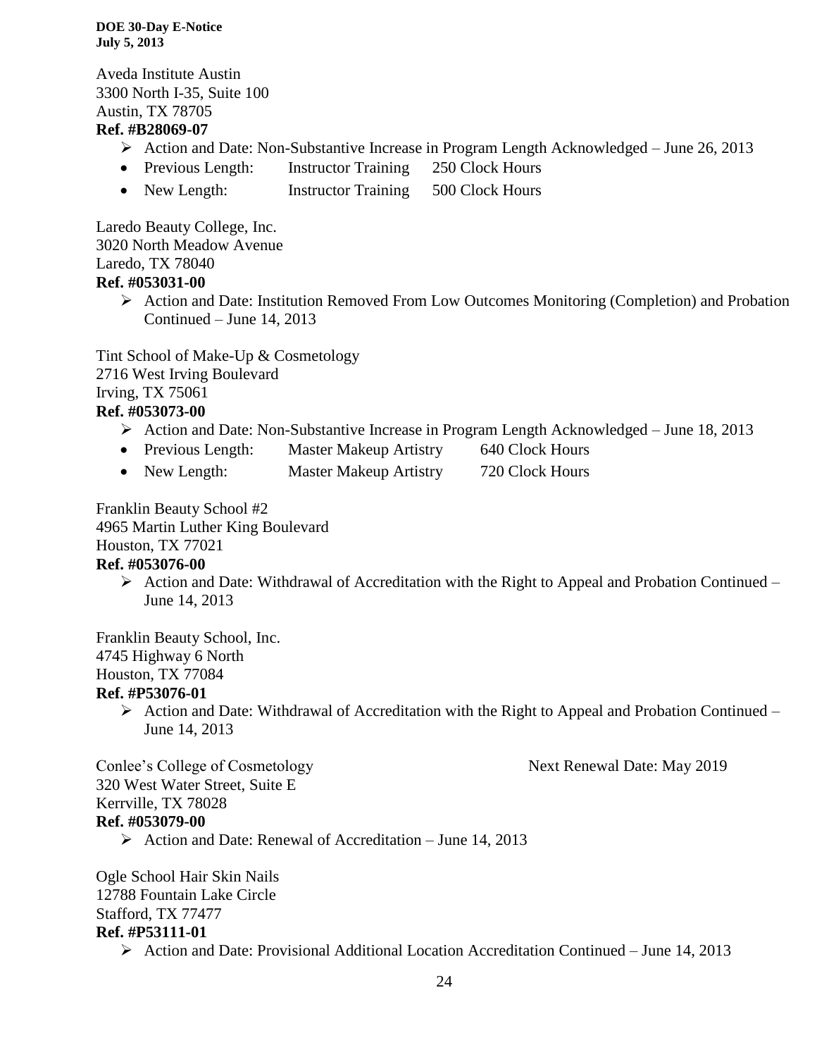Aveda Institute Austin
3300 North I-35, Suite 100
Austin, TX 78705
**Ref. #B28069-07**

- Action and Date: Non-Substantive Increase in Program Length Acknowledged – June 26, 2013
- Previous Length: Instructor Training 250 Clock Hours
- New Length: Instructor Training 500 Clock Hours

Laredo Beauty College, Inc.
3020 North Meadow Avenue
Laredo, TX 78040
**Ref. #053031-00**

- Action and Date: Institution Removed From Low Outcomes Monitoring (Completion) and Probation Continued – June 14, 2013

Tint School of Make-Up & Cosmetology
2716 West Irving Boulevard
Irving, TX 75061
**Ref. #053073-00**

- Action and Date: Non-Substantive Increase in Program Length Acknowledged – June 18, 2013
- Previous Length: Master Makeup Artistry 640 Clock Hours
- New Length: Master Makeup Artistry 720 Clock Hours

Franklin Beauty School #2
4965 Martin Luther King Boulevard
Houston, TX 77021
**Ref. #053076-00**

- Action and Date: Withdrawal of Accreditation with the Right to Appeal and Probation Continued – June 14, 2013

Franklin Beauty School, Inc.
4745 Highway 6 North
Houston, TX 77084
**Ref. #P53076-01**

- Action and Date: Withdrawal of Accreditation with the Right to Appeal and Probation Continued – June 14, 2013

Conlee's College of Cosmetology — Next Renewal Date: May 2019
320 West Water Street, Suite E
Kerrville, TX 78028
**Ref. #053079-00**

- Action and Date: Renewal of Accreditation – June 14, 2013

Ogle School Hair Skin Nails
12788 Fountain Lake Circle
Stafford, TX 77477
**Ref. #P53111-01**

- Action and Date: Provisional Additional Location Accreditation Continued – June 14, 2013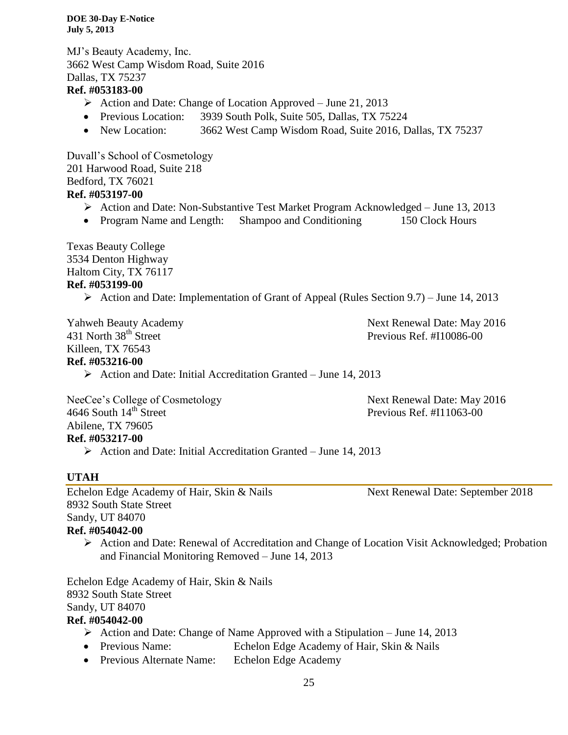MJ's Beauty Academy, Inc.
3662 West Camp Wisdom Road, Suite 2016
Dallas, TX 75237
**Ref. #053183-00**

- Action and Date: Change of Location Approved – June 21, 2013
- Previous Location: 3939 South Polk, Suite 505, Dallas, TX 75224
- New Location: 3662 West Camp Wisdom Road, Suite 2016, Dallas, TX 75237

Duvall's School of Cosmetology
201 Harwood Road, Suite 218
Bedford, TX 76021
**Ref. #053197-00**

- Action and Date: Non-Substantive Test Market Program Acknowledged – June 13, 2013
- Program Name and Length: Shampoo and Conditioning 150 Clock Hours

Texas Beauty College
3534 Denton Highway
Haltom City, TX 76117
**Ref. #053199-00**

- Action and Date: Implementation of Grant of Appeal (Rules Section 9.7) – June 14, 2013

Yahweh Beauty Academy
431 North 38th Street
Killeen, TX 76543
**Ref. #053216-00**
Next Renewal Date: May 2016
Previous Ref. #I10086-00

- Action and Date: Initial Accreditation Granted – June 14, 2013

NeeCee's College of Cosmetology
4646 South 14th Street
Abilene, TX 79605
**Ref. #053217-00**
Next Renewal Date: May 2016
Previous Ref. #I11063-00

- Action and Date: Initial Accreditation Granted – June 14, 2013

## UTAH

Echelon Edge Academy of Hair, Skin & Nails
8932 South State Street
Sandy, UT 84070
**Ref. #054042-00**
Next Renewal Date: September 2018

- Action and Date: Renewal of Accreditation and Change of Location Visit Acknowledged; Probation and Financial Monitoring Removed – June 14, 2013

Echelon Edge Academy of Hair, Skin & Nails
8932 South State Street
Sandy, UT 84070
**Ref. #054042-00**

- Action and Date: Change of Name Approved with a Stipulation – June 14, 2013
- Previous Name: Echelon Edge Academy of Hair, Skin & Nails
- Previous Alternate Name: Echelon Edge Academy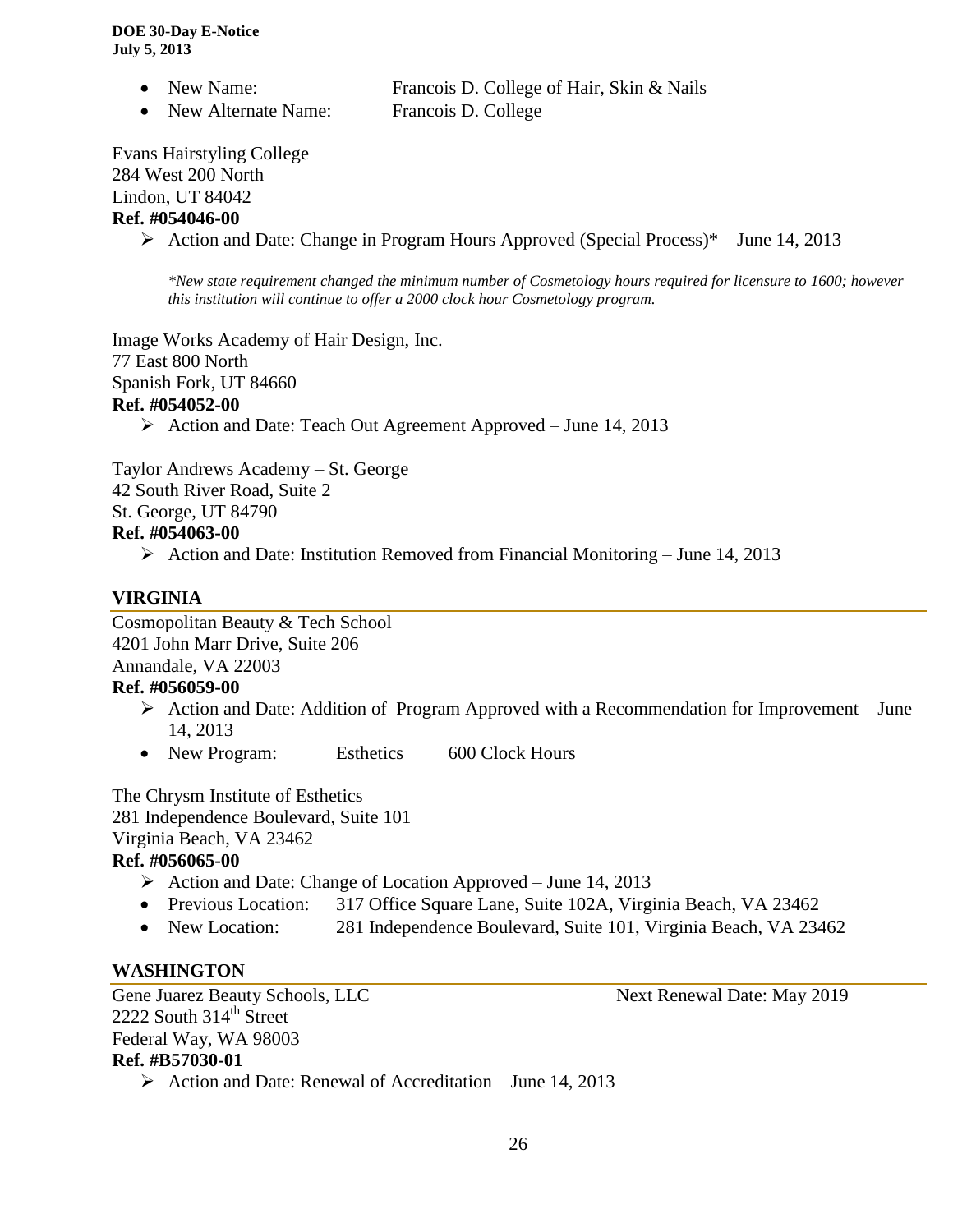- New Name: Francois D. College of Hair, Skin & Nails
- New Alternate Name: Francois D. College

Evans Hairstyling College
284 West 200 North
Lindon, UT 84042
**Ref. #054046-00**

- Action and Date: Change in Program Hours Approved (Special Process)* – June 14, 2013

*\*New state requirement changed the minimum number of Cosmetology hours required for licensure to 1600; however this institution will continue to offer a 2000 clock hour Cosmetology program.*

Image Works Academy of Hair Design, Inc.
77 East 800 North
Spanish Fork, UT 84660
**Ref. #054052-00**

- Action and Date: Teach Out Agreement Approved – June 14, 2013

Taylor Andrews Academy – St. George
42 South River Road, Suite 2
St. George, UT 84790
**Ref. #054063-00**

- Action and Date: Institution Removed from Financial Monitoring – June 14, 2013

## VIRGINIA

Cosmopolitan Beauty & Tech School
4201 John Marr Drive, Suite 206
Annandale, VA 22003
**Ref. #056059-00**

- Action and Date: Addition of Program Approved with a Recommendation for Improvement – June 14, 2013
- New Program: Esthetics 600 Clock Hours

The Chrysm Institute of Esthetics
281 Independence Boulevard, Suite 101
Virginia Beach, VA 23462
**Ref. #056065-00**

- Action and Date: Change of Location Approved – June 14, 2013
- Previous Location: 317 Office Square Lane, Suite 102A, Virginia Beach, VA 23462
- New Location: 281 Independence Boulevard, Suite 101, Virginia Beach, VA 23462

## WASHINGTON

Gene Juarez Beauty Schools, LLC — Next Renewal Date: May 2019
2222 South 314th Street
Federal Way, WA 98003
**Ref. #B57030-01**

- Action and Date: Renewal of Accreditation – June 14, 2013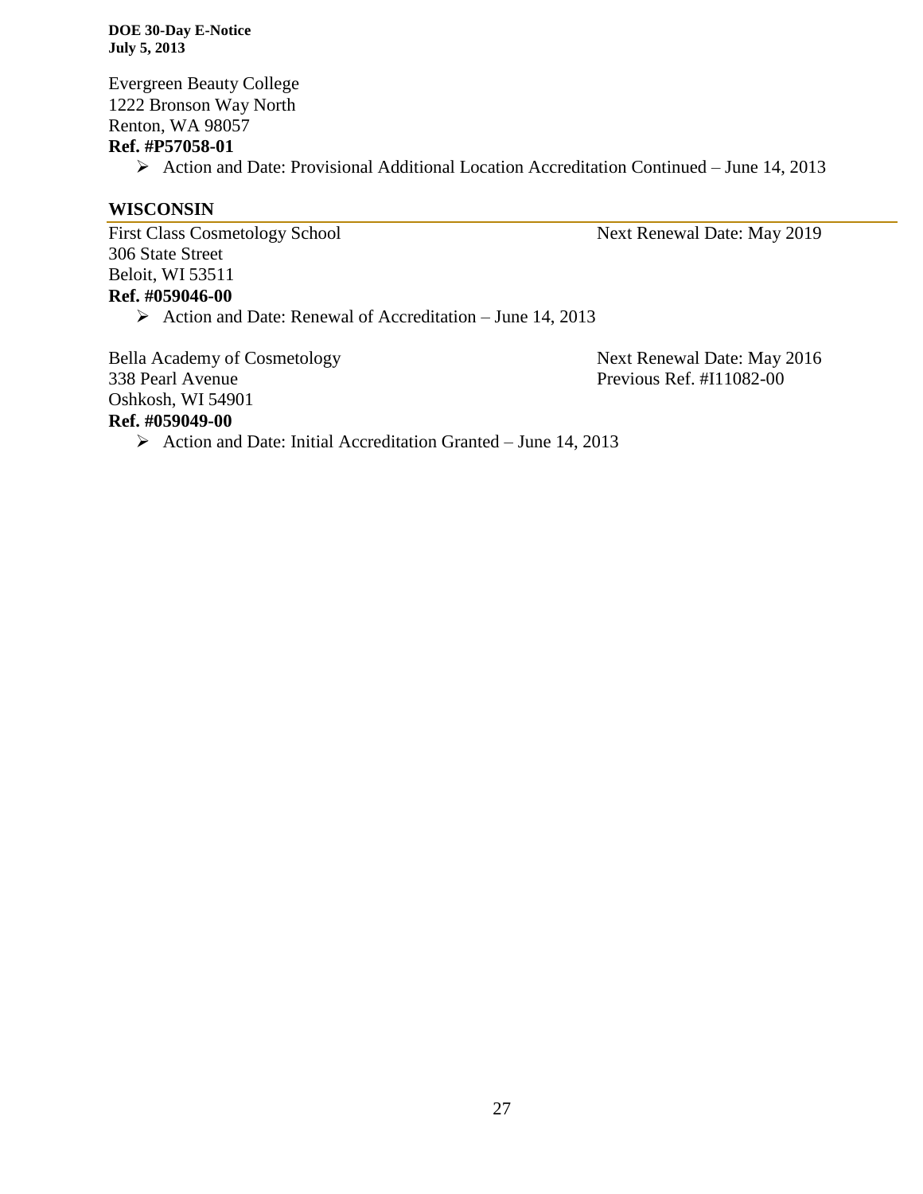Evergreen Beauty College
1222 Bronson Way North
Renton, WA 98057
**Ref. #P57058-01**

- Action and Date: Provisional Additional Location Accreditation Continued – June 14, 2013

## WISCONSIN

First Class Cosmetology School
306 State Street
Beloit, WI 53511
**Ref. #059046-00**

Next Renewal Date: May 2019

- Action and Date: Renewal of Accreditation – June 14, 2013

Bella Academy of Cosmetology
338 Pearl Avenue
Oshkosh, WI 54901
**Ref. #059049-00**

Next Renewal Date: May 2016
Previous Ref. #I11082-00

- Action and Date: Initial Accreditation Granted – June 14, 2013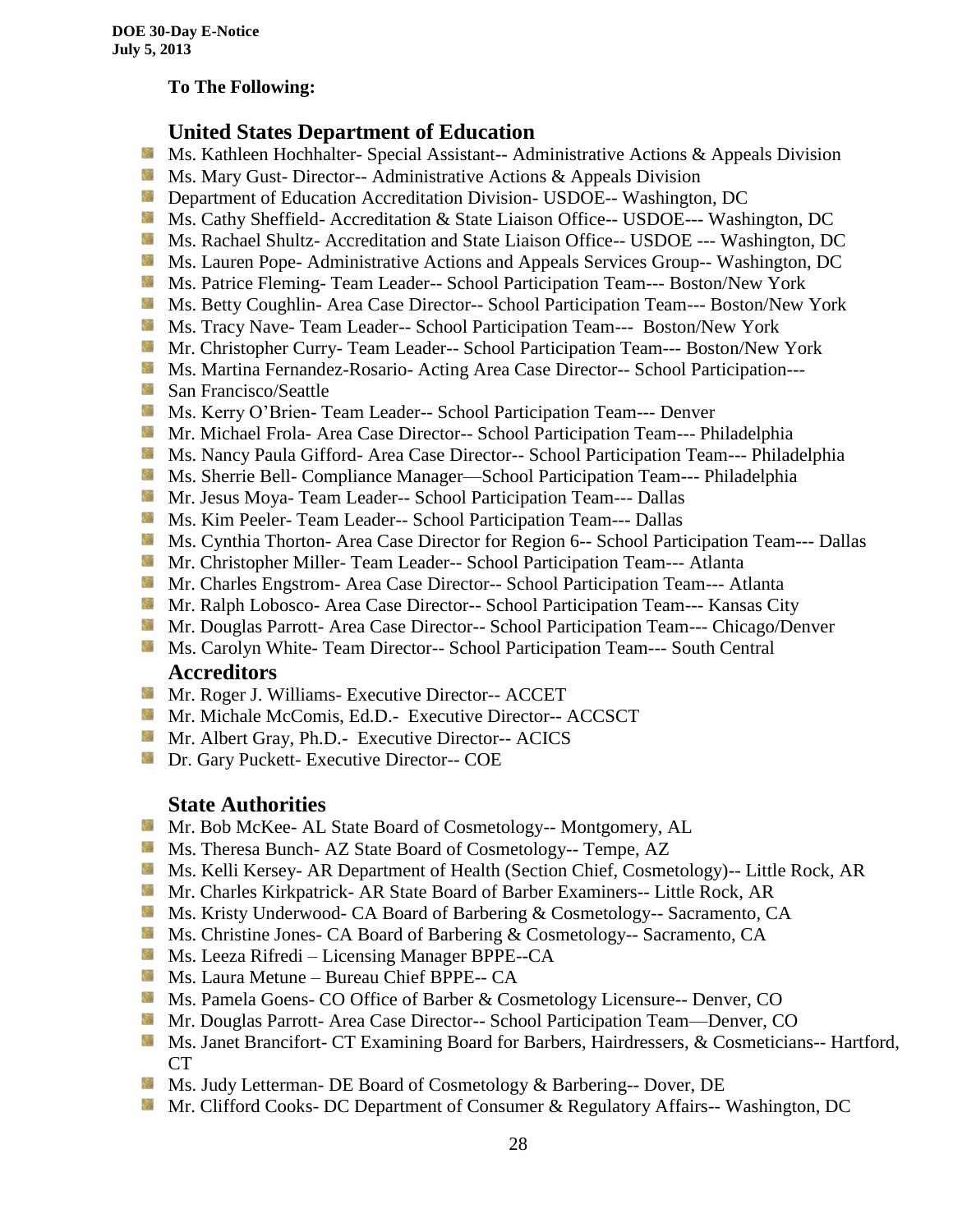**To The Following:**

## United States Department of Education

- Ms. Kathleen Hochhalter- Special Assistant-- Administrative Actions & Appeals Division
- Ms. Mary Gust- Director-- Administrative Actions & Appeals Division
- Department of Education Accreditation Division- USDOE-- Washington, DC
- Ms. Cathy Sheffield- Accreditation & State Liaison Office-- USDOE--- Washington, DC
- Ms. Rachael Shultz- Accreditation and State Liaison Office-- USDOE --- Washington, DC
- Ms. Lauren Pope- Administrative Actions and Appeals Services Group-- Washington, DC
- Ms. Patrice Fleming- Team Leader-- School Participation Team--- Boston/New York
- Ms. Betty Coughlin- Area Case Director-- School Participation Team--- Boston/New York
- Ms. Tracy Nave- Team Leader-- School Participation Team--- Boston/New York
- Mr. Christopher Curry- Team Leader-- School Participation Team--- Boston/New York
- Ms. Martina Fernandez-Rosario- Acting Area Case Director-- School Participation---
- San Francisco/Seattle
- Ms. Kerry O'Brien- Team Leader-- School Participation Team--- Denver
- Mr. Michael Frola- Area Case Director-- School Participation Team--- Philadelphia
- Ms. Nancy Paula Gifford- Area Case Director-- School Participation Team--- Philadelphia
- Ms. Sherrie Bell- Compliance Manager—School Participation Team--- Philadelphia
- Mr. Jesus Moya- Team Leader-- School Participation Team--- Dallas
- Ms. Kim Peeler- Team Leader-- School Participation Team--- Dallas
- Ms. Cynthia Thorton- Area Case Director for Region 6-- School Participation Team--- Dallas
- Mr. Christopher Miller- Team Leader-- School Participation Team--- Atlanta
- Mr. Charles Engstrom- Area Case Director-- School Participation Team--- Atlanta
- Mr. Ralph Lobosco- Area Case Director-- School Participation Team--- Kansas City
- Mr. Douglas Parrott- Area Case Director-- School Participation Team--- Chicago/Denver
- Ms. Carolyn White- Team Director-- School Participation Team--- South Central

## Accreditors

- Mr. Roger J. Williams- Executive Director-- ACCET
- Mr. Michale McComis, Ed.D.- Executive Director-- ACCSCT
- Mr. Albert Gray, Ph.D.- Executive Director-- ACICS
- Dr. Gary Puckett- Executive Director-- COE

## State Authorities

- Mr. Bob McKee- AL State Board of Cosmetology-- Montgomery, AL
- Ms. Theresa Bunch- AZ State Board of Cosmetology-- Tempe, AZ
- Ms. Kelli Kersey- AR Department of Health (Section Chief, Cosmetology)-- Little Rock, AR
- Mr. Charles Kirkpatrick- AR State Board of Barber Examiners-- Little Rock, AR
- Ms. Kristy Underwood- CA Board of Barbering & Cosmetology-- Sacramento, CA
- Ms. Christine Jones- CA Board of Barbering & Cosmetology-- Sacramento, CA
- Ms. Leeza Rifredi – Licensing Manager BPPE--CA
- Ms. Laura Metune – Bureau Chief BPPE-- CA
- Ms. Pamela Goens- CO Office of Barber & Cosmetology Licensure-- Denver, CO
- Mr. Douglas Parrott- Area Case Director-- School Participation Team—Denver, CO
- Ms. Janet Brancifort- CT Examining Board for Barbers, Hairdressers, & Cosmeticians-- Hartford, CT
- Ms. Judy Letterman- DE Board of Cosmetology & Barbering-- Dover, DE
- Mr. Clifford Cooks- DC Department of Consumer & Regulatory Affairs-- Washington, DC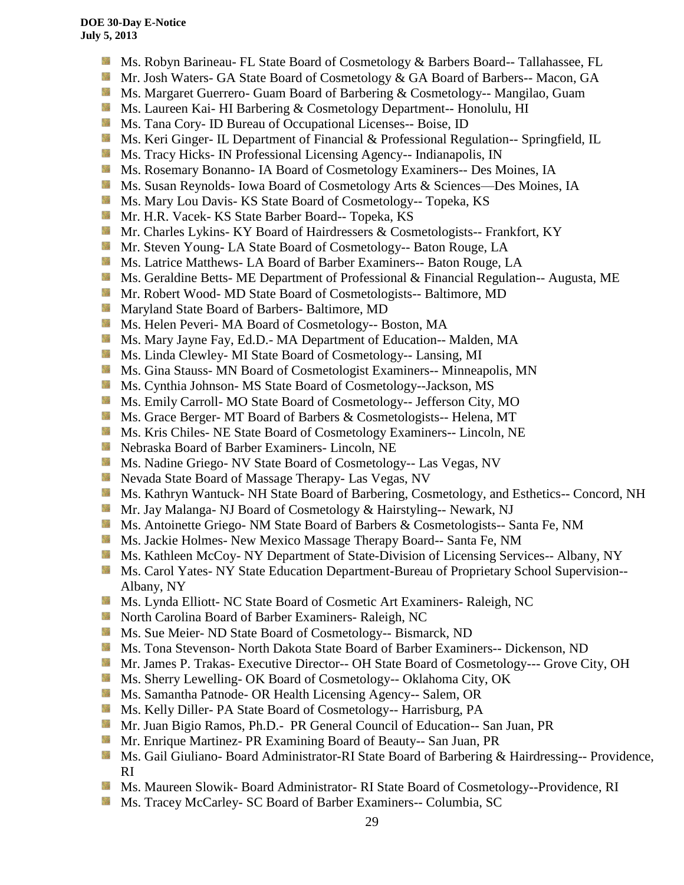- Ms. Robyn Barineau- FL State Board of Cosmetology & Barbers Board-- Tallahassee, FL
- Mr. Josh Waters- GA State Board of Cosmetology & GA Board of Barbers-- Macon, GA
- Ms. Margaret Guerrero- Guam Board of Barbering & Cosmetology-- Mangilao, Guam
- Ms. Laureen Kai- HI Barbering & Cosmetology Department-- Honolulu, HI
- Ms. Tana Cory- ID Bureau of Occupational Licenses-- Boise, ID
- Ms. Keri Ginger- IL Department of Financial & Professional Regulation-- Springfield, IL
- Ms. Tracy Hicks- IN Professional Licensing Agency-- Indianapolis, IN
- Ms. Rosemary Bonanno- IA Board of Cosmetology Examiners-- Des Moines, IA
- Ms. Susan Reynolds- Iowa Board of Cosmetology Arts & Sciences—Des Moines, IA
- Ms. Mary Lou Davis- KS State Board of Cosmetology-- Topeka, KS
- Mr. H.R. Vacek- KS State Barber Board-- Topeka, KS
- Mr. Charles Lykins- KY Board of Hairdressers & Cosmetologists-- Frankfort, KY
- Mr. Steven Young- LA State Board of Cosmetology-- Baton Rouge, LA
- Ms. Latrice Matthews- LA Board of Barber Examiners-- Baton Rouge, LA
- Ms. Geraldine Betts- ME Department of Professional & Financial Regulation-- Augusta, ME
- Mr. Robert Wood- MD State Board of Cosmetologists-- Baltimore, MD
- Maryland State Board of Barbers- Baltimore, MD
- Ms. Helen Peveri- MA Board of Cosmetology-- Boston, MA
- Ms. Mary Jayne Fay, Ed.D.- MA Department of Education-- Malden, MA
- Ms. Linda Clewley- MI State Board of Cosmetology-- Lansing, MI
- Ms. Gina Stauss- MN Board of Cosmetologist Examiners-- Minneapolis, MN
- Ms. Cynthia Johnson- MS State Board of Cosmetology--Jackson, MS
- Ms. Emily Carroll- MO State Board of Cosmetology-- Jefferson City, MO
- Ms. Grace Berger- MT Board of Barbers & Cosmetologists-- Helena, MT
- Ms. Kris Chiles- NE State Board of Cosmetology Examiners-- Lincoln, NE
- Nebraska Board of Barber Examiners- Lincoln, NE
- Ms. Nadine Griego- NV State Board of Cosmetology-- Las Vegas, NV
- Nevada State Board of Massage Therapy- Las Vegas, NV
- Ms. Kathryn Wantuck- NH State Board of Barbering, Cosmetology, and Esthetics-- Concord, NH
- Mr. Jay Malanga- NJ Board of Cosmetology & Hairstyling-- Newark, NJ
- Ms. Antoinette Griego- NM State Board of Barbers & Cosmetologists-- Santa Fe, NM
- Ms. Jackie Holmes- New Mexico Massage Therapy Board-- Santa Fe, NM
- Ms. Kathleen McCoy- NY Department of State-Division of Licensing Services-- Albany, NY
- Ms. Carol Yates- NY State Education Department-Bureau of Proprietary School Supervision-- Albany, NY
- Ms. Lynda Elliott- NC State Board of Cosmetic Art Examiners- Raleigh, NC
- North Carolina Board of Barber Examiners- Raleigh, NC
- Ms. Sue Meier- ND State Board of Cosmetology-- Bismarck, ND
- Ms. Tona Stevenson- North Dakota State Board of Barber Examiners-- Dickenson, ND
- Mr. James P. Trakas- Executive Director-- OH State Board of Cosmetology--- Grove City, OH
- Ms. Sherry Lewelling- OK Board of Cosmetology-- Oklahoma City, OK
- Ms. Samantha Patnode- OR Health Licensing Agency-- Salem, OR
- Ms. Kelly Diller- PA State Board of Cosmetology-- Harrisburg, PA
- Mr. Juan Bigio Ramos, Ph.D.- PR General Council of Education-- San Juan, PR
- Mr. Enrique Martinez- PR Examining Board of Beauty-- San Juan, PR
- Ms. Gail Giuliano- Board Administrator-RI State Board of Barbering & Hairdressing-- Providence, RI
- Ms. Maureen Slowik- Board Administrator- RI State Board of Cosmetology--Providence, RI
- Ms. Tracey McCarley- SC Board of Barber Examiners-- Columbia, SC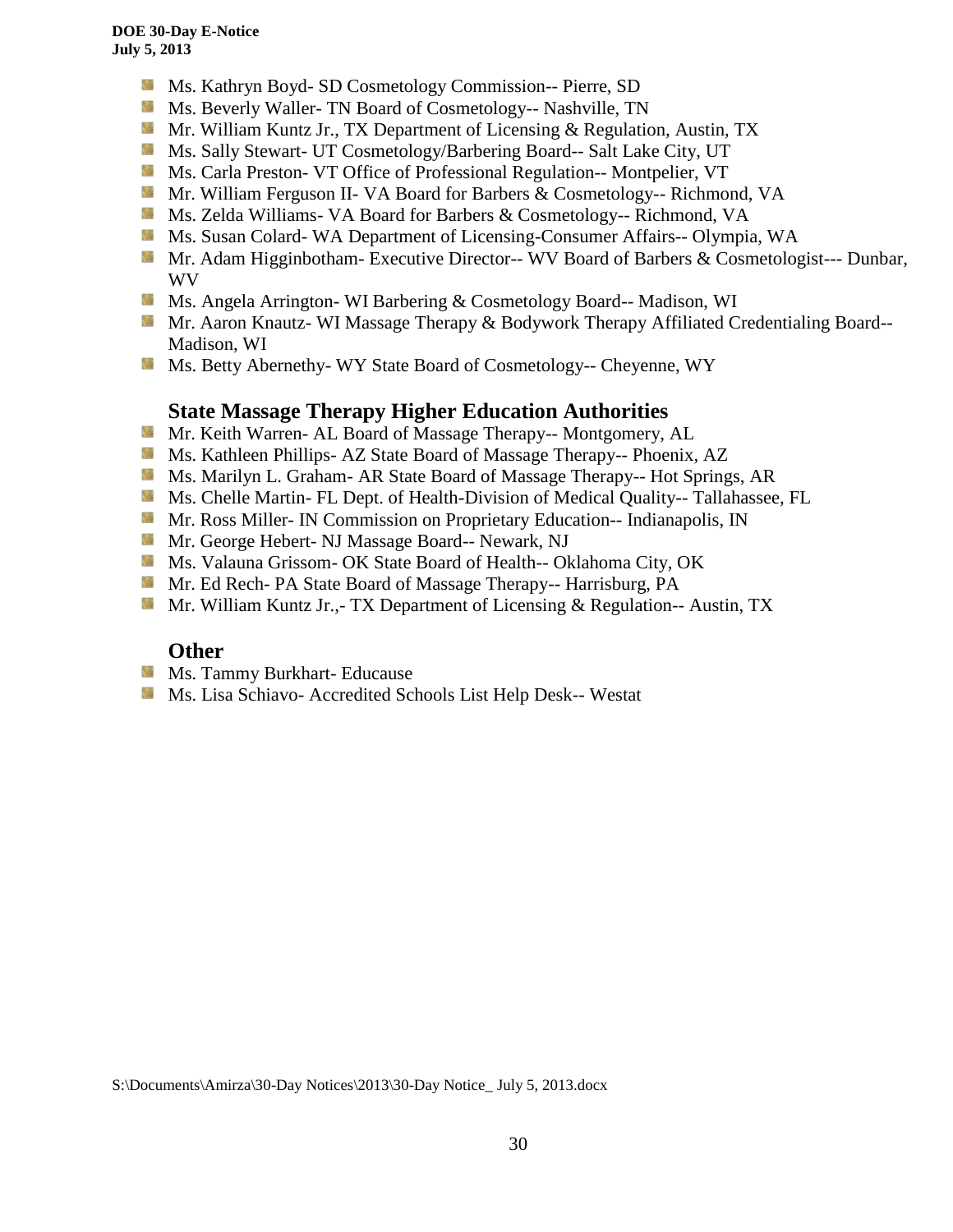- Ms. Kathryn Boyd- SD Cosmetology Commission-- Pierre, SD
- Ms. Beverly Waller- TN Board of Cosmetology-- Nashville, TN
- Mr. William Kuntz Jr., TX Department of Licensing & Regulation, Austin, TX
- Ms. Sally Stewart- UT Cosmetology/Barbering Board-- Salt Lake City, UT
- Ms. Carla Preston- VT Office of Professional Regulation-- Montpelier, VT
- Mr. William Ferguson II- VA Board for Barbers & Cosmetology-- Richmond, VA
- Ms. Zelda Williams- VA Board for Barbers & Cosmetology-- Richmond, VA
- Ms. Susan Colard- WA Department of Licensing-Consumer Affairs-- Olympia, WA
- Mr. Adam Higginbotham- Executive Director-- WV Board of Barbers & Cosmetologist--- Dunbar, WV
- Ms. Angela Arrington- WI Barbering & Cosmetology Board-- Madison, WI
- Mr. Aaron Knautz- WI Massage Therapy & Bodywork Therapy Affiliated Credentialing Board-- Madison, WI
- Ms. Betty Abernethy- WY State Board of Cosmetology-- Cheyenne, WY

## State Massage Therapy Higher Education Authorities

- Mr. Keith Warren- AL Board of Massage Therapy-- Montgomery, AL
- Ms. Kathleen Phillips- AZ State Board of Massage Therapy-- Phoenix, AZ
- Ms. Marilyn L. Graham- AR State Board of Massage Therapy-- Hot Springs, AR
- Ms. Chelle Martin- FL Dept. of Health-Division of Medical Quality-- Tallahassee, FL
- Mr. Ross Miller- IN Commission on Proprietary Education-- Indianapolis, IN
- Mr. George Hebert- NJ Massage Board-- Newark, NJ
- Ms. Valauna Grissom- OK State Board of Health-- Oklahoma City, OK
- Mr. Ed Rech- PA State Board of Massage Therapy-- Harrisburg, PA
- Mr. William Kuntz Jr.,- TX Department of Licensing & Regulation-- Austin, TX

## Other

- Ms. Tammy Burkhart- Educause
- Ms. Lisa Schiavo- Accredited Schools List Help Desk-- Westat

S:\Documents\Amirza\30-Day Notices\2013\30-Day Notice_ July 5, 2013.docx